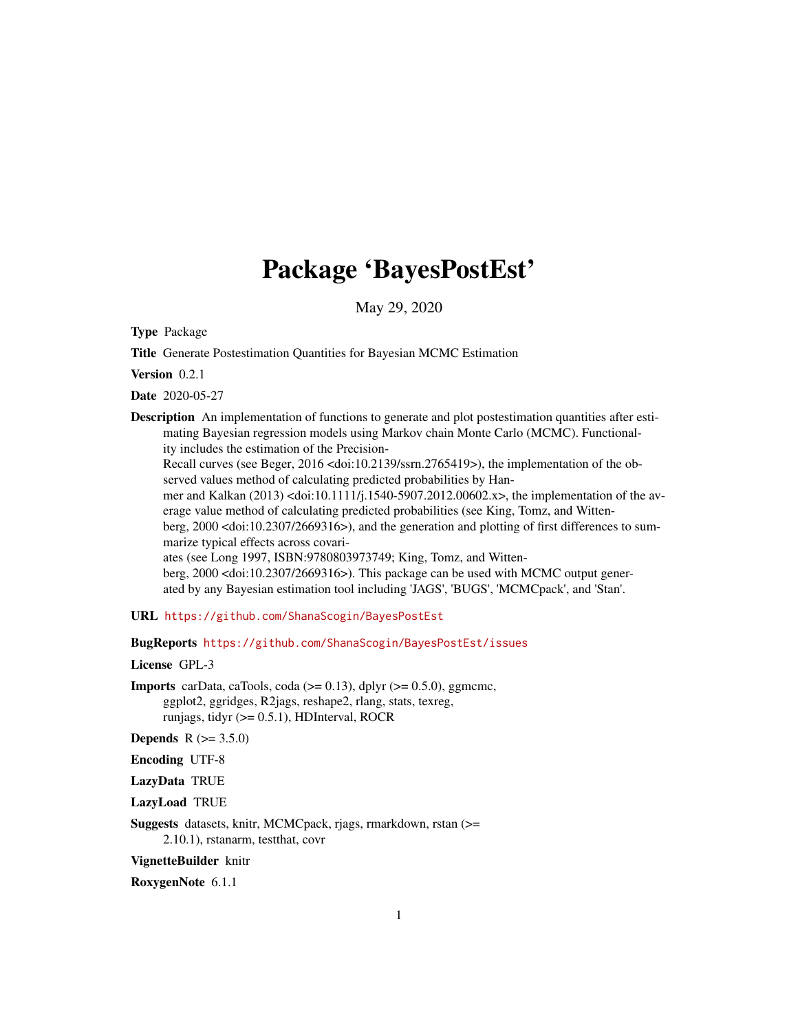# Package 'BayesPostEst'

May 29, 2020

**Type** Package

**Title** Generate Postestimation Quantities for Bayesian MCMC Estimation

**Version** 0.2.1

**Date** 2020-05-27

**Description** An implementation of functions to generate and plot postestimation quantities after estimating Bayesian regression models using Markov chain Monte Carlo (MCMC). Functionality includes the estimation of the Precision-Recall curves (see Beger, 2016 <doi:10.2139/ssrn.2765419>), the implementation of the observed values method of calculating predicted probabilities by Hanmer and Kalkan (2013) <doi:10.1111/j.1540-5907.2012.00602.x>, the implementation of the average value method of calculating predicted probabilities (see King, Tomz, and Wittenberg, 2000 <doi:10.2307/2669316>), and the generation and plotting of first differences to summarize typical effects across covariates (see Long 1997, ISBN:9780803973749; King, Tomz, and Wittenberg, 2000 <doi:10.2307/2669316>). This package can be used with MCMC output generated by any Bayesian estimation tool including 'JAGS', 'BUGS', 'MCMCpack', and 'Stan'.

**URL** https://github.com/ShanaScogin/BayesPostEst

**BugReports** https://github.com/ShanaScogin/BayesPostEst/issues

**License** GPL-3

**Imports** carData, caTools, coda (>= 0.13), dplyr (>= 0.5.0), ggmcmc, ggplot2, ggridges, R2jags, reshape2, rlang, stats, texreg, runjags, tidyr (>= 0.5.1), HDInterval, ROCR

**Depends** R (>= 3.5.0)

**Encoding** UTF-8

**LazyData** TRUE

**LazyLoad** TRUE

**Suggests** datasets, knitr, MCMCpack, rjags, rmarkdown, rstan (>= 2.10.1), rstanarm, testthat, covr

**VignetteBuilder** knitr

**RoxygenNote** 6.1.1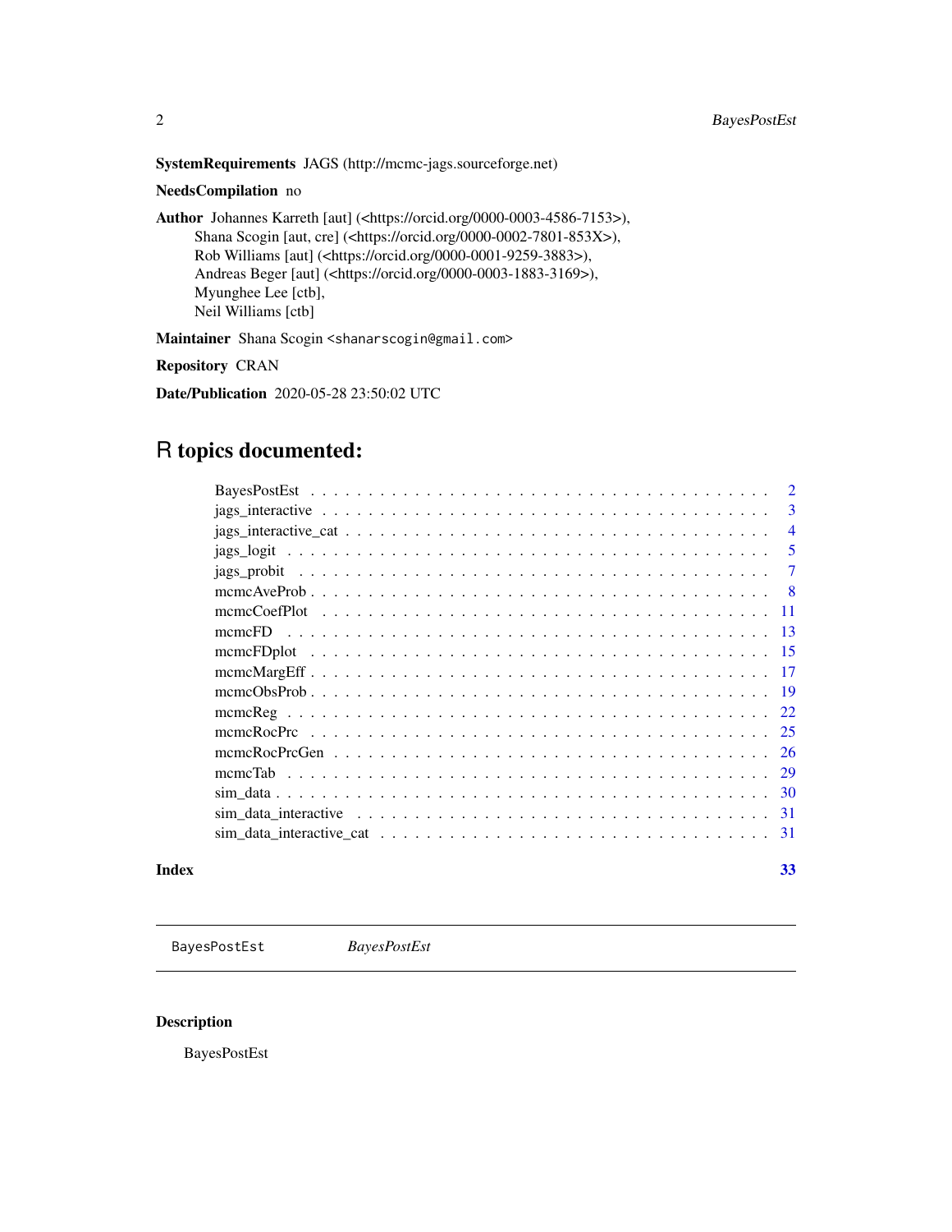**SystemRequirements** JAGS (http://mcmc-jags.sourceforge.net)

**NeedsCompilation** no

**Author** Johannes Karreth [aut] (<https://orcid.org/0000-0003-4586-7153>),
Shana Scogin [aut, cre] (<https://orcid.org/0000-0002-7801-853X>),
Rob Williams [aut] (<https://orcid.org/0000-0001-9259-3883>),
Andreas Beger [aut] (<https://orcid.org/0000-0003-1883-3169>),
Myunghee Lee [ctb],
Neil Williams [ctb]

**Maintainer** Shana Scogin <shanarscogin@gmail.com>

**Repository** CRAN

**Date/Publication** 2020-05-28 23:50:02 UTC

# R topics documented:

- BayesPostEst . . . . . . . . . . 2
- jags_interactive . . . . . . . . . . 3
- jags_interactive_cat . . . . . . . . . . 4
- jags_logit . . . . . . . . . . 5
- jags_probit . . . . . . . . . . 7
- mcmcAveProb . . . . . . . . . . 8
- mcmcCoefPlot . . . . . . . . . . 11
- mcmcFD . . . . . . . . . . 13
- mcmcFDplot . . . . . . . . . . 15
- mcmcMargEff . . . . . . . . . . 17
- mcmcObsProb . . . . . . . . . . 19
- mcmcReg . . . . . . . . . . 22
- mcmcRocPrc . . . . . . . . . . 25
- mcmcRocPrcGen . . . . . . . . . . 26
- mcmcTab . . . . . . . . . . 29
- sim_data . . . . . . . . . . 30
- sim_data_interactive . . . . . . . . . . 31
- sim_data_interactive_cat . . . . . . . . . . 31

**Index** 33

---

BayesPostEst *BayesPostEst*

---

## Description

BayesPostEst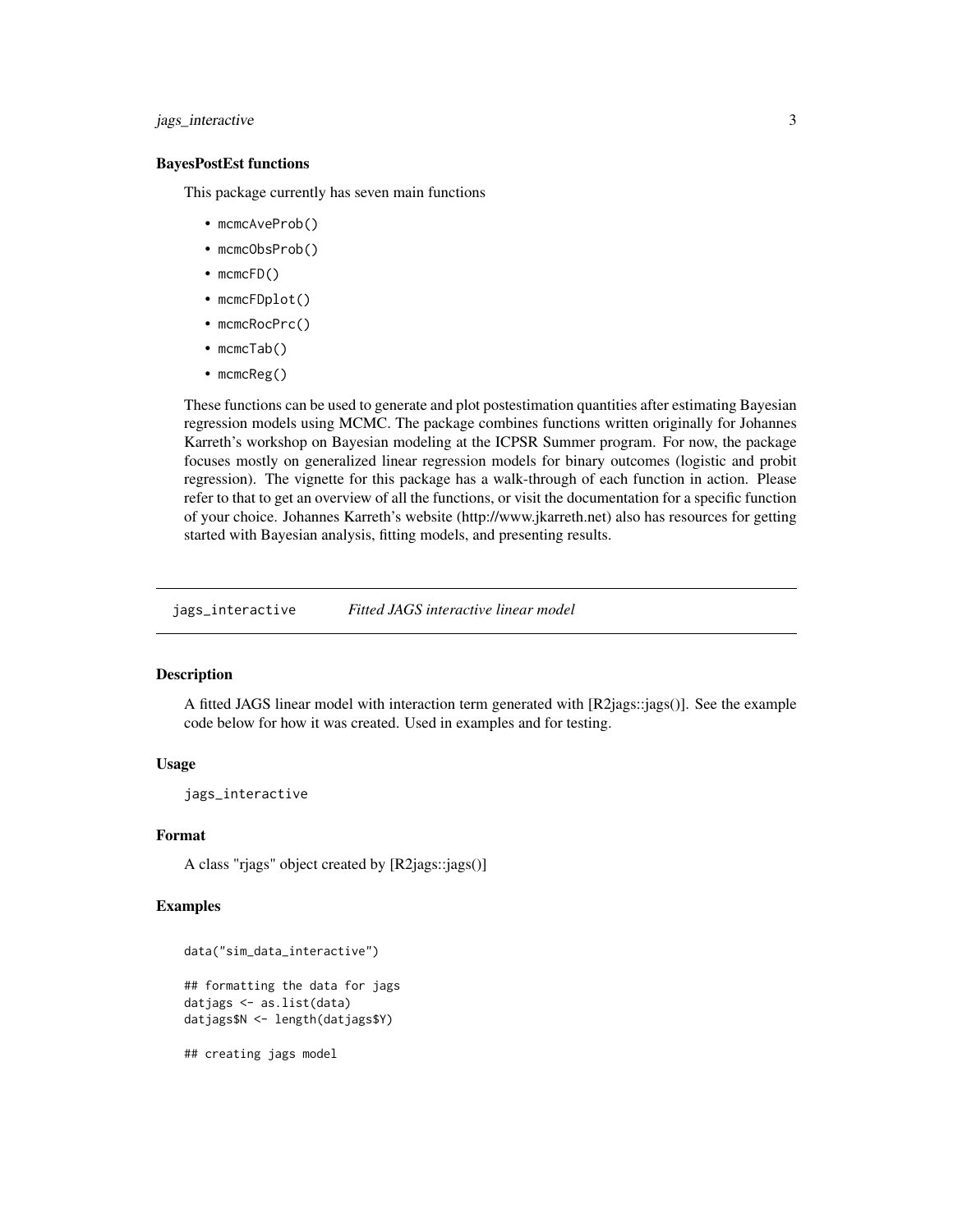### BayesPostEst functions

This package currently has seven main functions

- mcmcAveProb()
- mcmcObsProb()
- mcmcFD()
- mcmcFDplot()
- mcmcRocPrc()
- mcmcTab()
- mcmcReg()

These functions can be used to generate and plot postestimation quantities after estimating Bayesian regression models using MCMC. The package combines functions written originally for Johannes Karreth's workshop on Bayesian modeling at the ICPSR Summer program. For now, the package focuses mostly on generalized linear regression models for binary outcomes (logistic and probit regression). The vignette for this package has a walk-through of each function in action. Please refer to that to get an overview of all the functions, or visit the documentation for a specific function of your choice. Johannes Karreth's website (http://www.jkarreth.net) also has resources for getting started with Bayesian analysis, fitting models, and presenting results.

---

## jags_interactive *Fitted JAGS interactive linear model*

### Description

A fitted JAGS linear model with interaction term generated with [R2jags::jags()]. See the example code below for how it was created. Used in examples and for testing.

### Usage

```
jags_interactive
```

### Format

A class "rjags" object created by [R2jags::jags()]

### Examples

```
data("sim_data_interactive")

## formatting the data for jags
datjags <- as.list(data)
datjags$N <- length(datjags$Y)

## creating jags model
```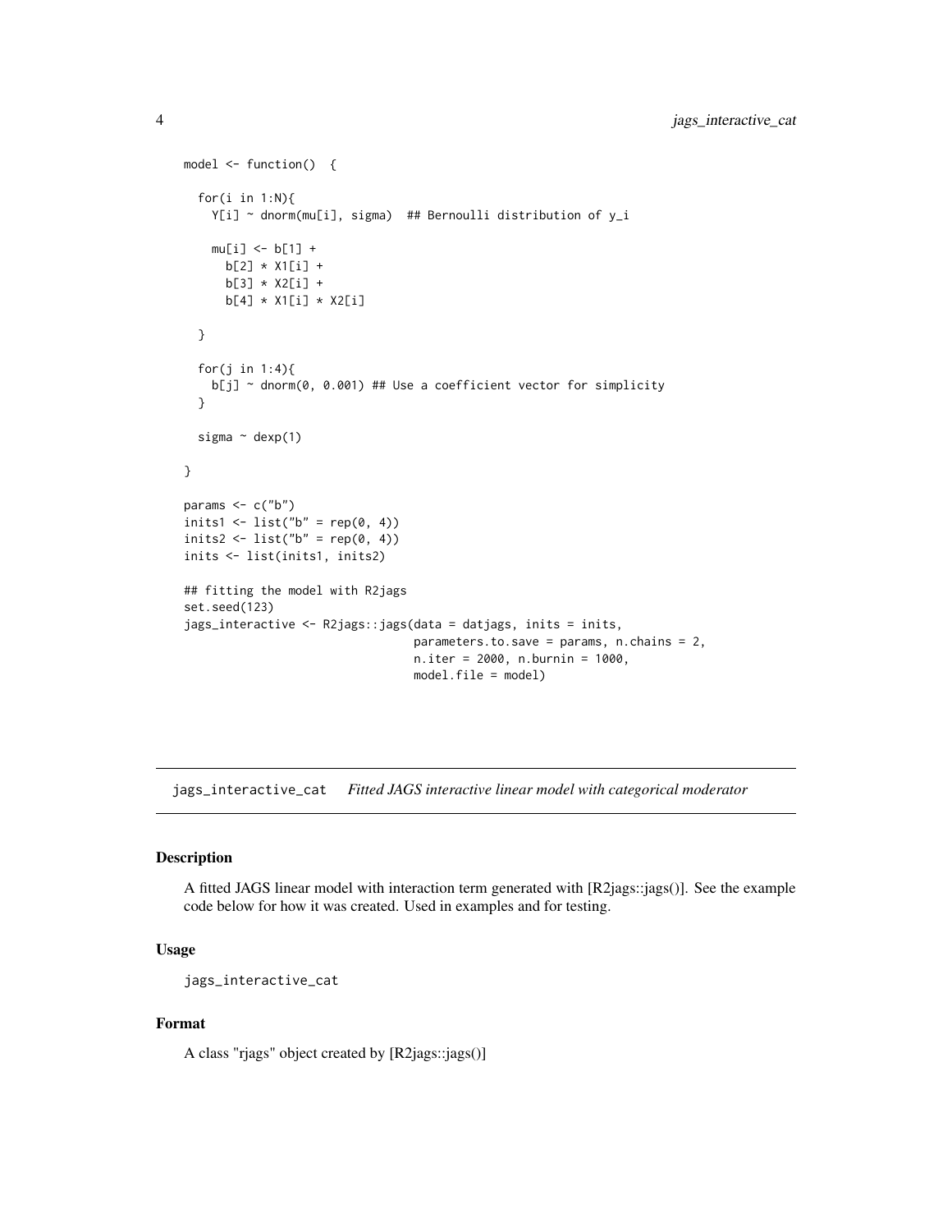```
model <- function()  {

  for(i in 1:N){
    Y[i] ~ dnorm(mu[i], sigma)  ## Bernoulli distribution of y_i

    mu[i] <- b[1] +
      b[2] * X1[i] +
      b[3] * X2[i] +
      b[4] * X1[i] * X2[i]

  }

  for(j in 1:4){
    b[j] ~ dnorm(0, 0.001) ## Use a coefficient vector for simplicity
  }

  sigma ~ dexp(1)

}

params <- c("b")
inits1 <- list("b" = rep(0, 4))
inits2 <- list("b" = rep(0, 4))
inits <- list(inits1, inits2)

## fitting the model with R2jags
set.seed(123)
jags_interactive <- R2jags::jags(data = datjags, inits = inits,
                                 parameters.to.save = params, n.chains = 2,
                                 n.iter = 2000, n.burnin = 1000,
                                 model.file = model)
```

## jags_interactive_cat *Fitted JAGS interactive linear model with categorical moderator*

### Description

A fitted JAGS linear model with interaction term generated with [R2jags::jags()]. See the example code below for how it was created. Used in examples and for testing.

### Usage

```
jags_interactive_cat
```

### Format

A class "rjags" object created by [R2jags::jags()]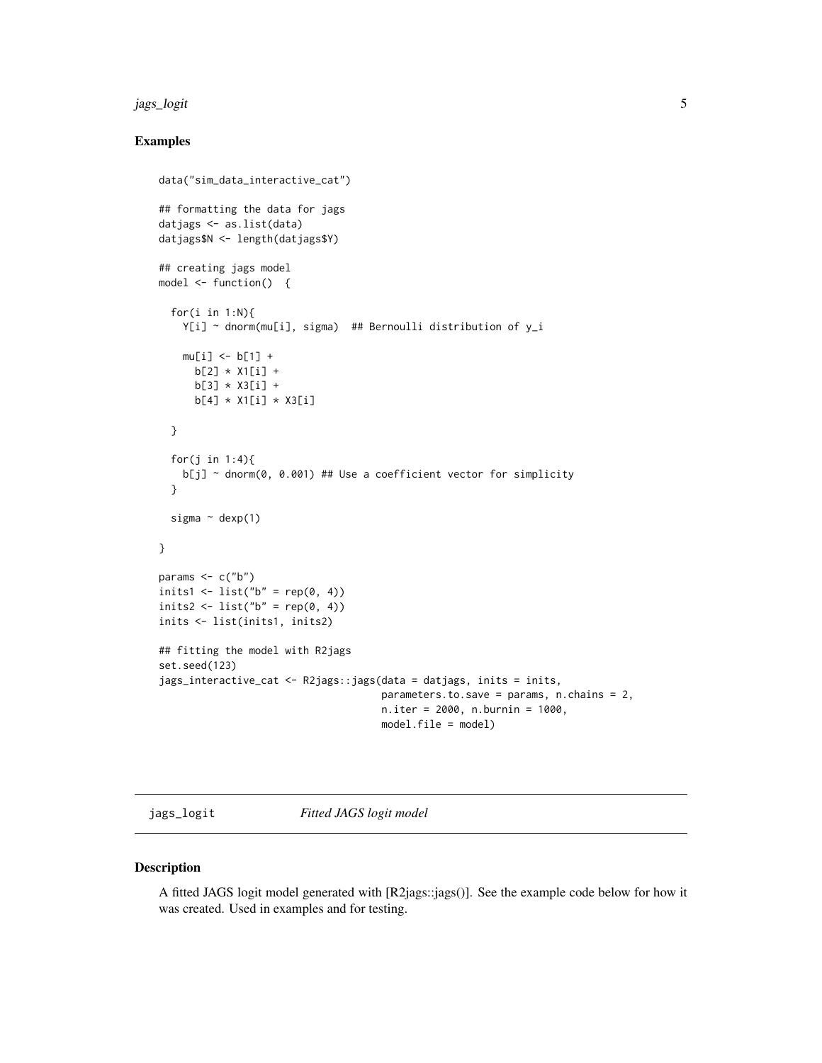### Examples

```
data("sim_data_interactive_cat")

## formatting the data for jags
datjags <- as.list(data)
datjags$N <- length(datjags$Y)

## creating jags model
model <- function()  {

  for(i in 1:N){
    Y[i] ~ dnorm(mu[i], sigma)  ## Bernoulli distribution of y_i

    mu[i] <- b[1] +
      b[2] * X1[i] +
      b[3] * X3[i] +
      b[4] * X1[i] * X3[i]

  }

  for(j in 1:4){
    b[j] ~ dnorm(0, 0.001) ## Use a coefficient vector for simplicity
  }

  sigma ~ dexp(1)

}

params <- c("b")
inits1 <- list("b" = rep(0, 4))
inits2 <- list("b" = rep(0, 4))
inits <- list(inits1, inits2)

## fitting the model with R2jags
set.seed(123)
jags_interactive_cat <- R2jags::jags(data = datjags, inits = inits,
                                     parameters.to.save = params, n.chains = 2,
                                     n.iter = 2000, n.burnin = 1000,
                                     model.file = model)
```

## jags_logit    *Fitted JAGS logit model*

### Description

A fitted JAGS logit model generated with [R2jags::jags()]. See the example code below for how it was created. Used in examples and for testing.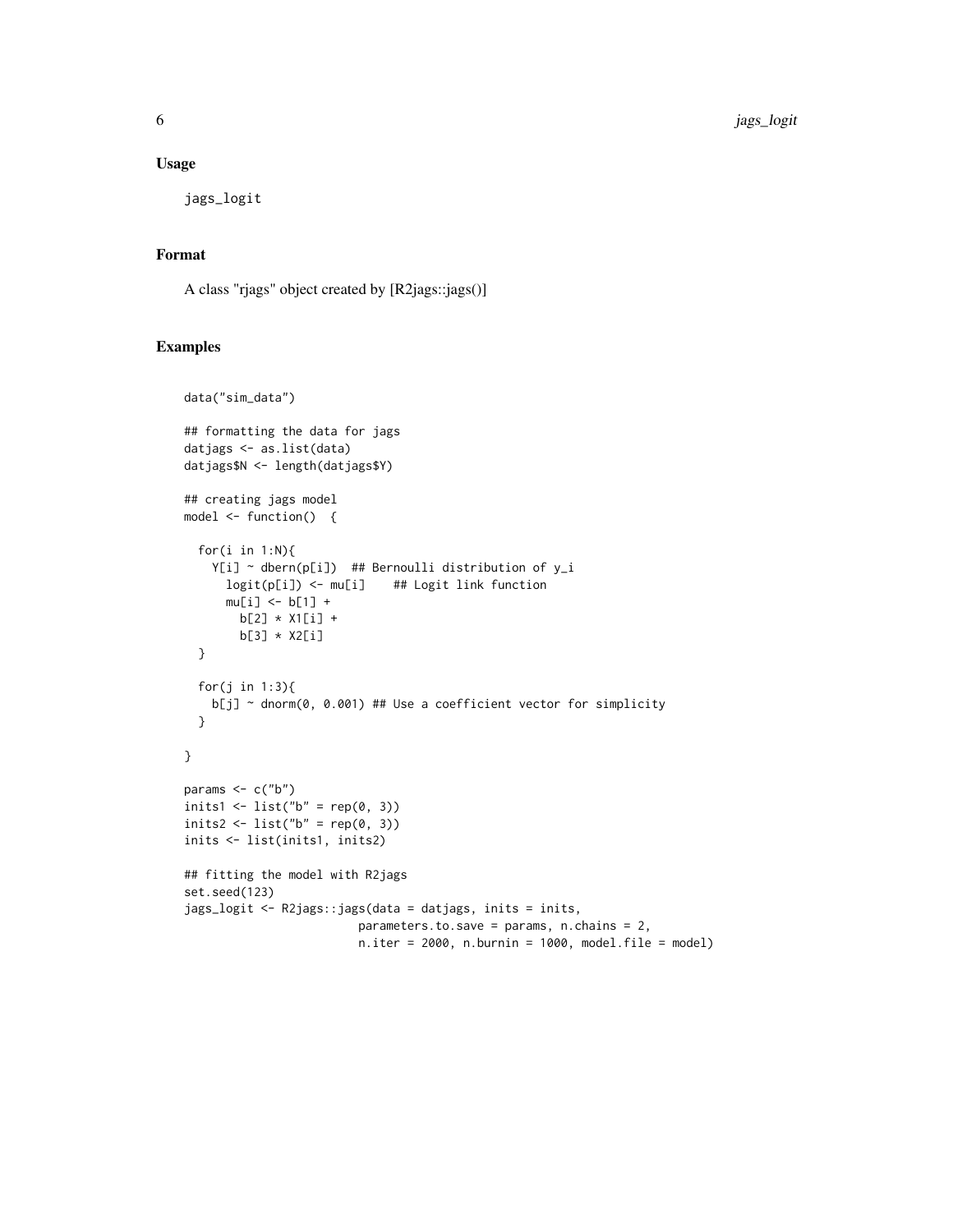## Usage

```
jags_logit
```

## Format

A class "rjags" object created by [R2jags::jags()]

## Examples

```
data("sim_data")

## formatting the data for jags
datjags <- as.list(data)
datjags$N <- length(datjags$Y)

## creating jags model
model <- function()  {

  for(i in 1:N){
    Y[i] ~ dbern(p[i])  ## Bernoulli distribution of y_i
      logit(p[i]) <- mu[i]    ## Logit link function
      mu[i] <- b[1] +
        b[2] * X1[i] +
        b[3] * X2[i]
  }

  for(j in 1:3){
    b[j] ~ dnorm(0, 0.001) ## Use a coefficient vector for simplicity
  }

}

params <- c("b")
inits1 <- list("b" = rep(0, 3))
inits2 <- list("b" = rep(0, 3))
inits <- list(inits1, inits2)

## fitting the model with R2jags
set.seed(123)
jags_logit <- R2jags::jags(data = datjags, inits = inits,
                         parameters.to.save = params, n.chains = 2,
                         n.iter = 2000, n.burnin = 1000, model.file = model)
```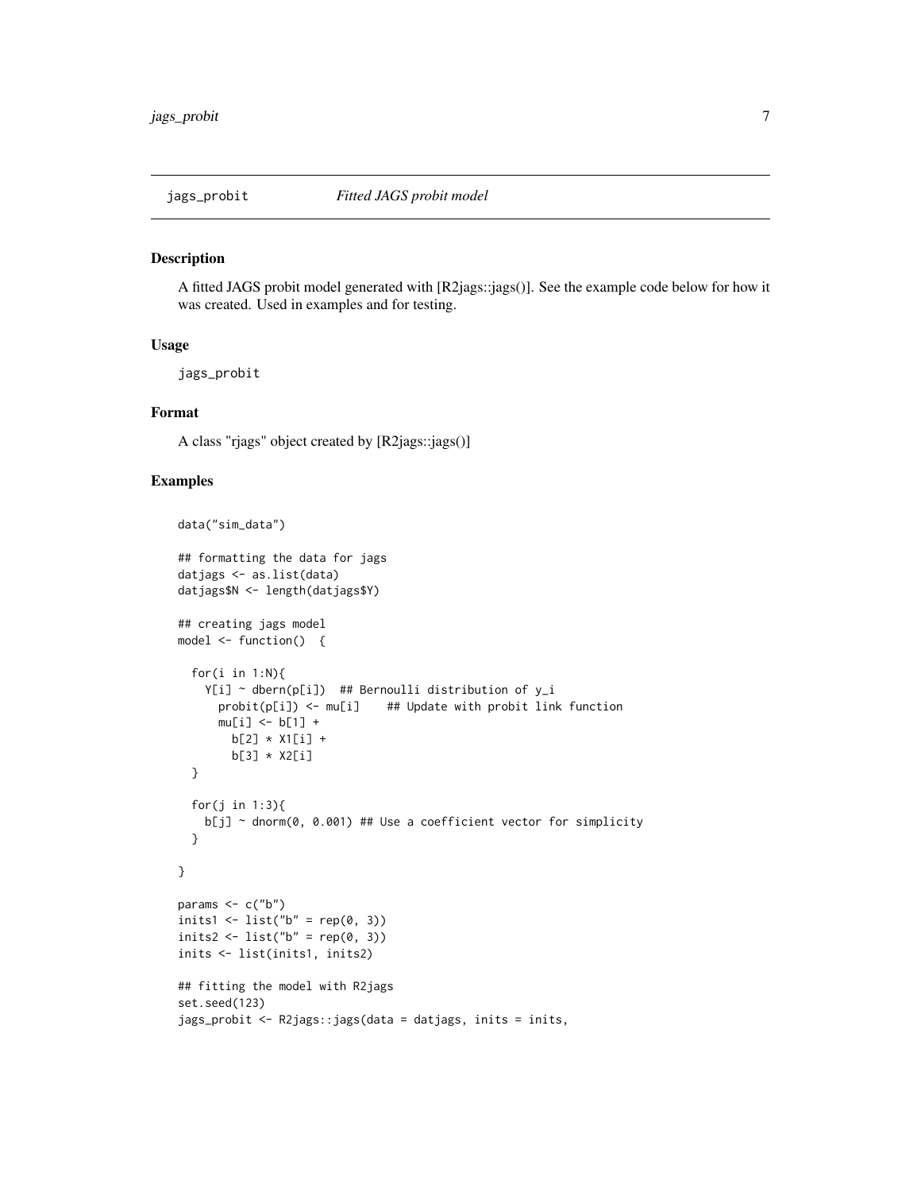## jags_probit *Fitted JAGS probit model*

### Description

A fitted JAGS probit model generated with [R2jags::jags()]. See the example code below for how it was created. Used in examples and for testing.

### Usage

```
jags_probit
```

### Format

A class "rjags" object created by [R2jags::jags()]

### Examples

```
data("sim_data")

## formatting the data for jags
datjags <- as.list(data)
datjags$N <- length(datjags$Y)

## creating jags model
model <- function()  {

  for(i in 1:N){
    Y[i] ~ dbern(p[i])  ## Bernoulli distribution of y_i
      probit(p[i]) <- mu[i]    ## Update with probit link function
      mu[i] <- b[1] +
        b[2] * X1[i] +
        b[3] * X2[i]
  }

  for(j in 1:3){
    b[j] ~ dnorm(0, 0.001) ## Use a coefficient vector for simplicity
  }

}

params <- c("b")
inits1 <- list("b" = rep(0, 3))
inits2 <- list("b" = rep(0, 3))
inits <- list(inits1, inits2)

## fitting the model with R2jags
set.seed(123)
jags_probit <- R2jags::jags(data = datjags, inits = inits,
```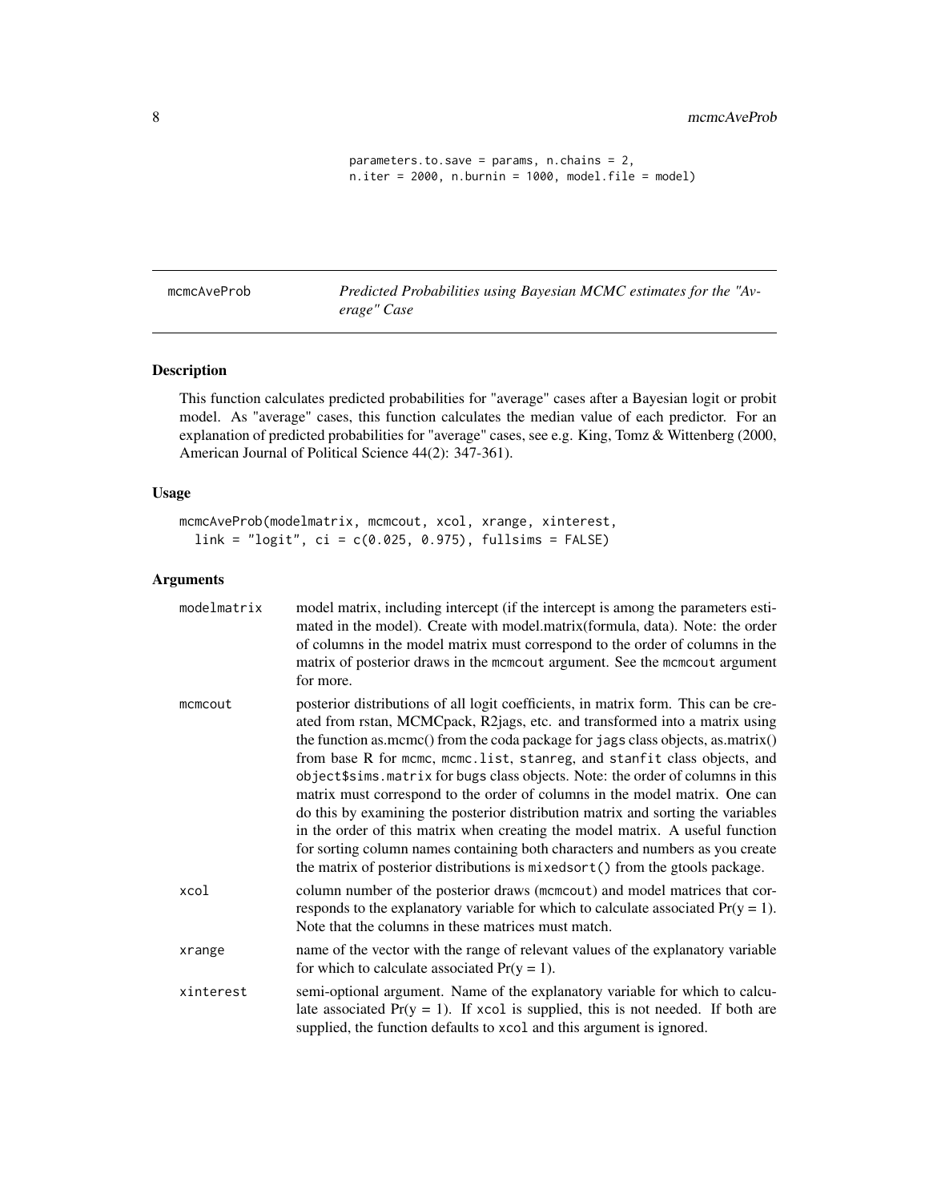```
parameters.to.save = params, n.chains = 2,
n.iter = 2000, n.burnin = 1000, model.file = model)
```

## mcmcAveProb — *Predicted Probabilities using Bayesian MCMC estimates for the "Average" Case*

### Description

This function calculates predicted probabilities for "average" cases after a Bayesian logit or probit model. As "average" cases, this function calculates the median value of each predictor. For an explanation of predicted probabilities for "average" cases, see e.g. King, Tomz & Wittenberg (2000, American Journal of Political Science 44(2): 347-361).

### Usage

```
mcmcAveProb(modelmatrix, mcmcout, xcol, xrange, xinterest,
  link = "logit", ci = c(0.025, 0.975), fullsims = FALSE)
```

### Arguments

| | |
|---|---|
| `modelmatrix` | model matrix, including intercept (if the intercept is among the parameters estimated in the model). Create with model.matrix(formula, data). Note: the order of columns in the model matrix must correspond to the order of columns in the matrix of posterior draws in the `mcmcout` argument. See the `mcmcout` argument for more. |
| `mcmcout` | posterior distributions of all logit coefficients, in matrix form. This can be created from rstan, MCMCpack, R2jags, etc. and transformed into a matrix using the function as.mcmc() from the coda package for `jags` class objects, as.matrix() from base R for `mcmc`, `mcmc.list`, `stanreg`, and `stanfit` class objects, and `object$sims.matrix` for `bugs` class objects. Note: the order of columns in this matrix must correspond to the order of columns in the model matrix. One can do this by examining the posterior distribution matrix and sorting the variables in the order of this matrix when creating the model matrix. A useful function for sorting column names containing both characters and numbers as you create the matrix of posterior distributions is `mixedsort()` from the gtools package. |
| `xcol` | column number of the posterior draws (`mcmcout`) and model matrices that corresponds to the explanatory variable for which to calculate associated $\Pr(y = 1)$. Note that the columns in these matrices must match. |
| `xrange` | name of the vector with the range of relevant values of the explanatory variable for which to calculate associated $\Pr(y = 1)$. |
| `xinterest` | semi-optional argument. Name of the explanatory variable for which to calculate associated $\Pr(y = 1)$. If `xcol` is supplied, this is not needed. If both are supplied, the function defaults to `xcol` and this argument is ignored. |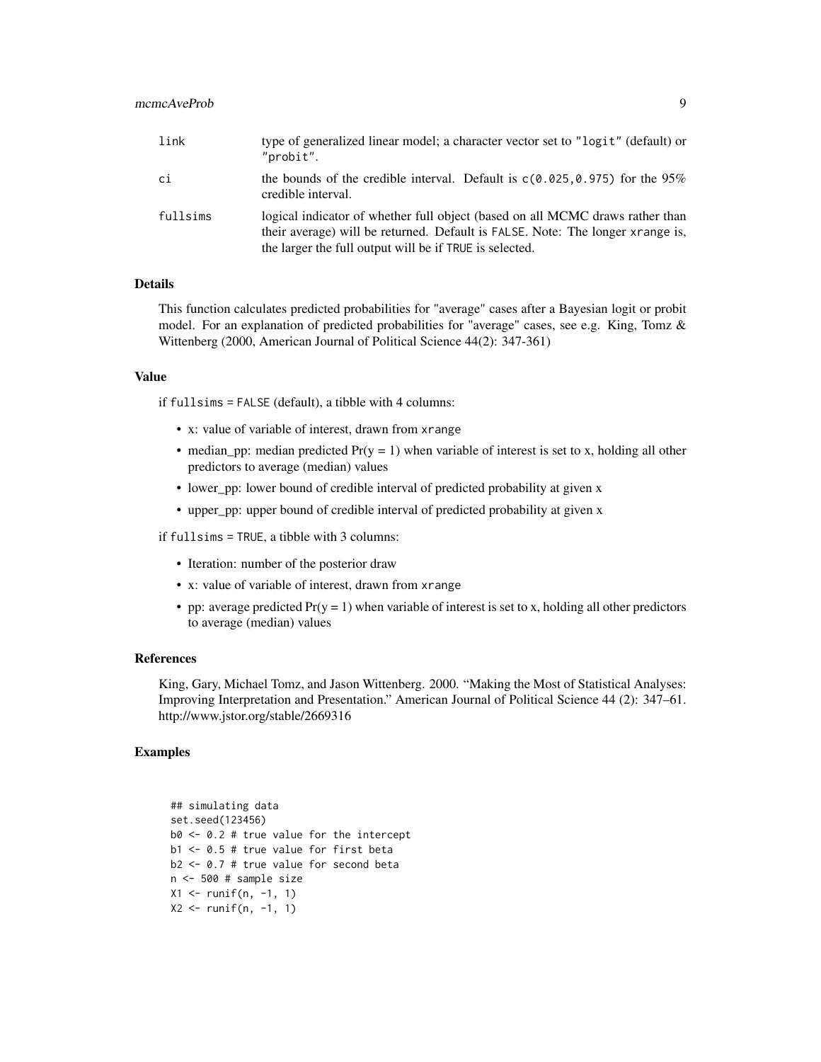| | |
|---|---|
| link | type of generalized linear model; a character vector set to "logit" (default) or "probit". |
| ci | the bounds of the credible interval. Default is c(0.025,0.975) for the 95% credible interval. |
| fullsims | logical indicator of whether full object (based on all MCMC draws rather than their average) will be returned. Default is FALSE. Note: The longer xrange is, the larger the full output will be if TRUE is selected. |

### Details

This function calculates predicted probabilities for "average" cases after a Bayesian logit or probit model. For an explanation of predicted probabilities for "average" cases, see e.g. King, Tomz & Wittenberg (2000, American Journal of Political Science 44(2): 347-361)

### Value

if fullsims = FALSE (default), a tibble with 4 columns:

- x: value of variable of interest, drawn from xrange
- median_pp: median predicted Pr(y = 1) when variable of interest is set to x, holding all other predictors to average (median) values
- lower_pp: lower bound of credible interval of predicted probability at given x
- upper_pp: upper bound of credible interval of predicted probability at given x

if fullsims = TRUE, a tibble with 3 columns:

- Iteration: number of the posterior draw
- x: value of variable of interest, drawn from xrange
- pp: average predicted Pr(y = 1) when variable of interest is set to x, holding all other predictors to average (median) values

### References

King, Gary, Michael Tomz, and Jason Wittenberg. 2000. "Making the Most of Statistical Analyses: Improving Interpretation and Presentation." American Journal of Political Science 44 (2): 347–61. http://www.jstor.org/stable/2669316

### Examples

```
## simulating data
set.seed(123456)
b0 <- 0.2 # true value for the intercept
b1 <- 0.5 # true value for first beta
b2 <- 0.7 # true value for second beta
n <- 500 # sample size
X1 <- runif(n, -1, 1)
X2 <- runif(n, -1, 1)
```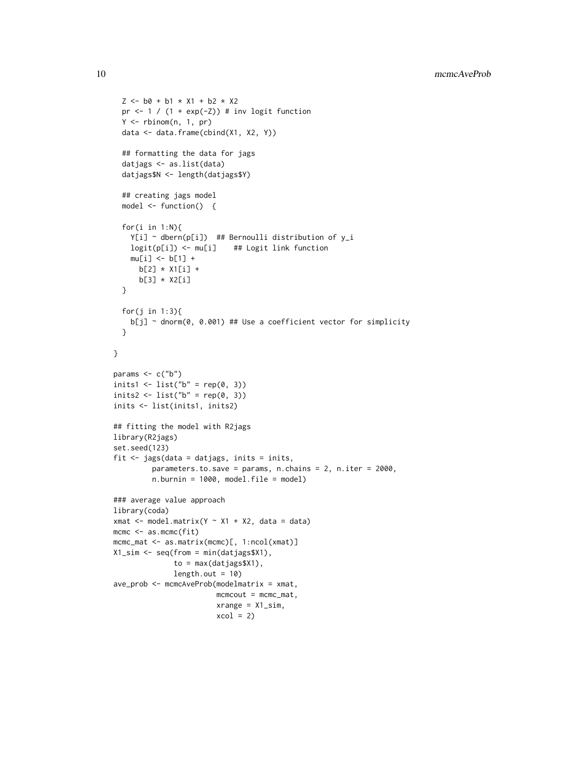```
  Z <- b0 + b1 * X1 + b2 * X2
  pr <- 1 / (1 + exp(-Z)) # inv logit function
  Y <- rbinom(n, 1, pr)
  data <- data.frame(cbind(X1, X2, Y))

  ## formatting the data for jags
  datjags <- as.list(data)
  datjags$N <- length(datjags$Y)

  ## creating jags model
  model <- function()  {

  for(i in 1:N){
    Y[i] ~ dbern(p[i])  ## Bernoulli distribution of y_i
    logit(p[i]) <- mu[i]    ## Logit link function
    mu[i] <- b[1] +
      b[2] * X1[i] +
      b[3] * X2[i]
  }

  for(j in 1:3){
    b[j] ~ dnorm(0, 0.001) ## Use a coefficient vector for simplicity
  }

}

params <- c("b")
inits1 <- list("b" = rep(0, 3))
inits2 <- list("b" = rep(0, 3))
inits <- list(inits1, inits2)

## fitting the model with R2jags
library(R2jags)
set.seed(123)
fit <- jags(data = datjags, inits = inits,
         parameters.to.save = params, n.chains = 2, n.iter = 2000,
         n.burnin = 1000, model.file = model)

### average value approach
library(coda)
xmat <- model.matrix(Y ~ X1 + X2, data = data)
mcmc <- as.mcmc(fit)
mcmc_mat <- as.matrix(mcmc)[, 1:ncol(xmat)]
X1_sim <- seq(from = min(datjags$X1),
              to = max(datjags$X1),
              length.out = 10)
ave_prob <- mcmcAveProb(modelmatrix = xmat,
                        mcmcout = mcmc_mat,
                        xrange = X1_sim,
                        xcol = 2)
```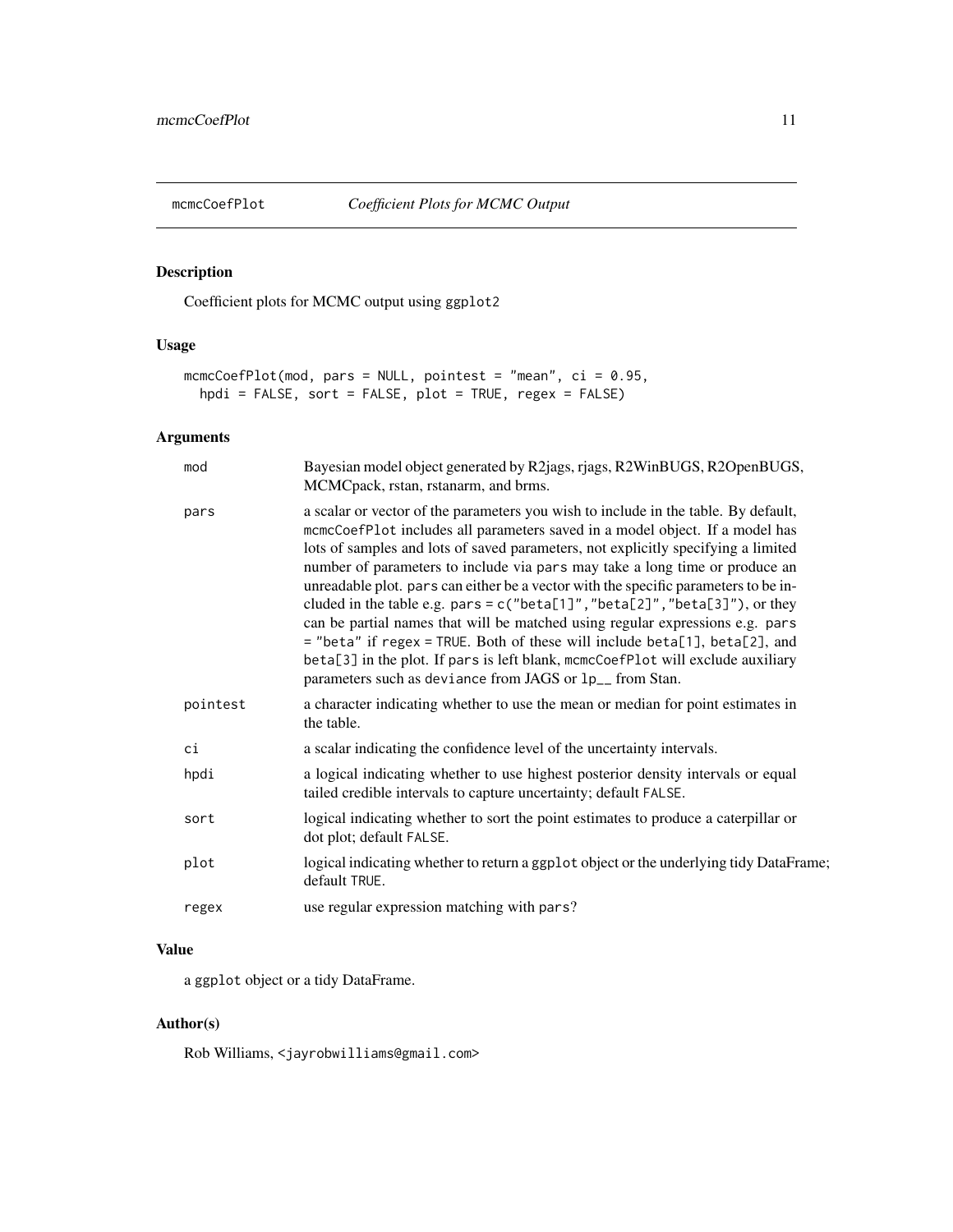## mcmcCoefPlot — *Coefficient Plots for MCMC Output*

### Description

Coefficient plots for MCMC output using `ggplot2`

### Usage

```
mcmcCoefPlot(mod, pars = NULL, pointest = "mean", ci = 0.95,
  hpdi = FALSE, sort = FALSE, plot = TRUE, regex = FALSE)
```

### Arguments

| | |
|---|---|
| `mod` | Bayesian model object generated by R2jags, rjags, R2WinBUGS, R2OpenBUGS, MCMCpack, rstan, rstanarm, and brms. |
| `pars` | a scalar or vector of the parameters you wish to include in the table. By default, `mcmcCoefPlot` includes all parameters saved in a model object. If a model has lots of samples and lots of saved parameters, not explicitly specifying a limited number of parameters to include via `pars` may take a long time or produce an unreadable plot. `pars` can either be a vector with the specific parameters to be included in the table e.g. `pars = c("beta[1]","beta[2]","beta[3]")`, or they can be partial names that will be matched using regular expressions e.g. `pars = "beta"` if `regex = TRUE`. Both of these will include `beta[1]`, `beta[2]`, and `beta[3]` in the plot. If `pars` is left blank, `mcmcCoefPlot` will exclude auxiliary parameters such as `deviance` from JAGS or `lp__` from Stan. |
| `pointest` | a character indicating whether to use the mean or median for point estimates in the table. |
| `ci` | a scalar indicating the confidence level of the uncertainty intervals. |
| `hpdi` | a logical indicating whether to use highest posterior density intervals or equal tailed credible intervals to capture uncertainty; default `FALSE`. |
| `sort` | logical indicating whether to sort the point estimates to produce a caterpillar or dot plot; default `FALSE`. |
| `plot` | logical indicating whether to return a `ggplot` object or the underlying tidy DataFrame; default `TRUE`. |
| `regex` | use regular expression matching with `pars`? |

### Value

a `ggplot` object or a tidy DataFrame.

### Author(s)

Rob Williams, <jayrobwilliams@gmail.com>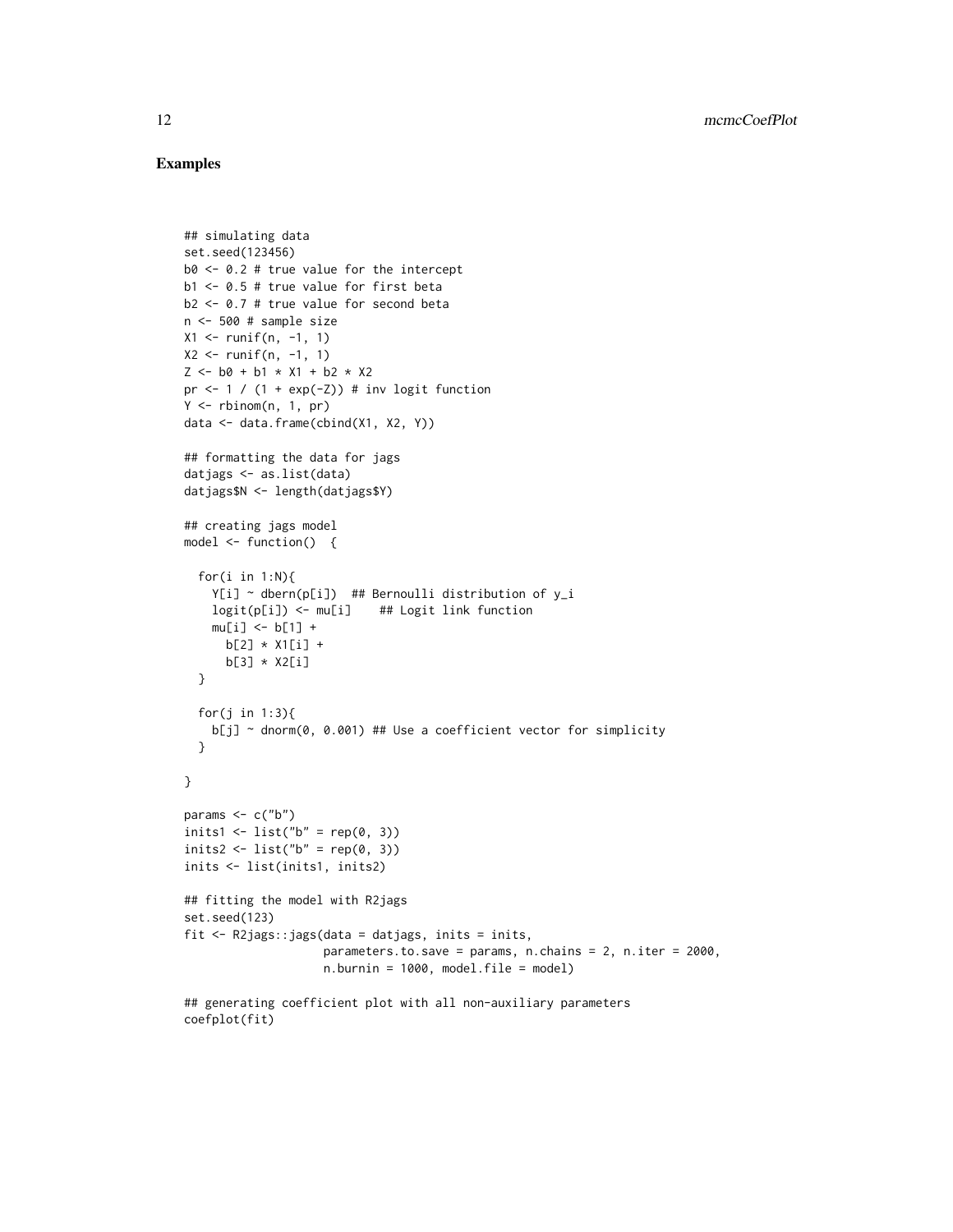## Examples

```
## simulating data
set.seed(123456)
b0 <- 0.2 # true value for the intercept
b1 <- 0.5 # true value for first beta
b2 <- 0.7 # true value for second beta
n <- 500 # sample size
X1 <- runif(n, -1, 1)
X2 <- runif(n, -1, 1)
Z <- b0 + b1 * X1 + b2 * X2
pr <- 1 / (1 + exp(-Z)) # inv logit function
Y <- rbinom(n, 1, pr)
data <- data.frame(cbind(X1, X2, Y))

## formatting the data for jags
datjags <- as.list(data)
datjags$N <- length(datjags$Y)

## creating jags model
model <- function()  {

  for(i in 1:N){
    Y[i] ~ dbern(p[i])  ## Bernoulli distribution of y_i
    logit(p[i]) <- mu[i]    ## Logit link function
    mu[i] <- b[1] +
      b[2] * X1[i] +
      b[3] * X2[i]
  }

  for(j in 1:3){
    b[j] ~ dnorm(0, 0.001) ## Use a coefficient vector for simplicity
  }

}

params <- c("b")
inits1 <- list("b" = rep(0, 3))
inits2 <- list("b" = rep(0, 3))
inits <- list(inits1, inits2)

## fitting the model with R2jags
set.seed(123)
fit <- R2jags::jags(data = datjags, inits = inits,
                    parameters.to.save = params, n.chains = 2, n.iter = 2000,
                    n.burnin = 1000, model.file = model)

## generating coefficient plot with all non-auxiliary parameters
coefplot(fit)
```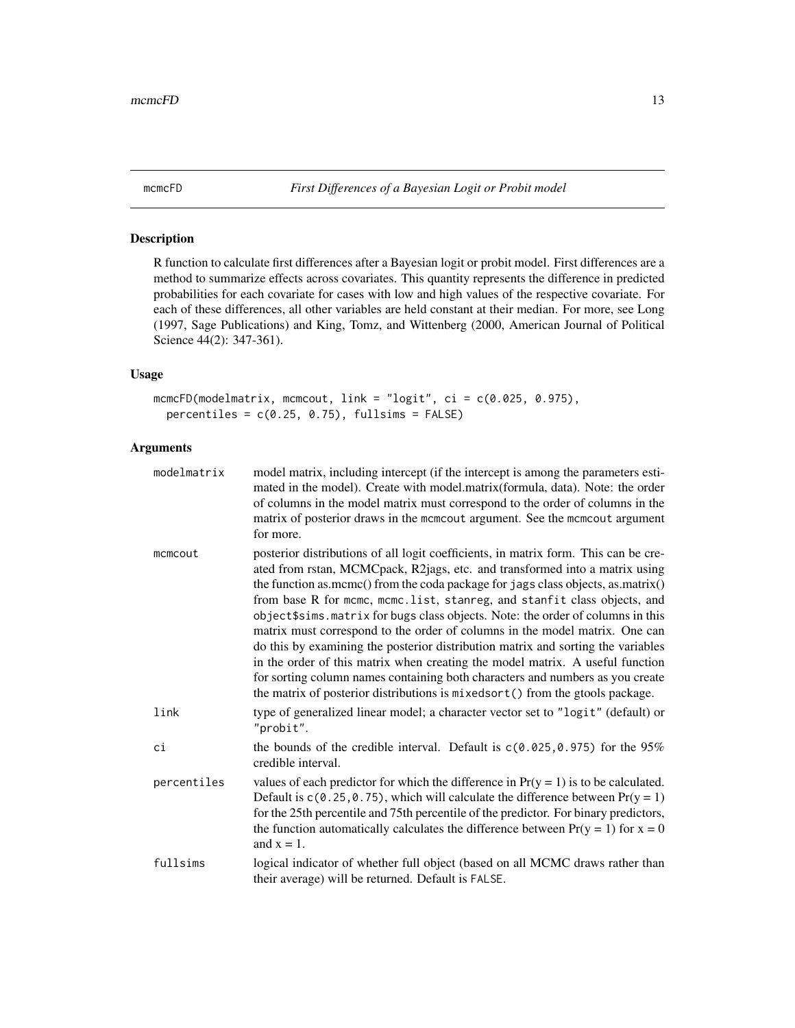mcmcFD *First Differences of a Bayesian Logit or Probit model*

## Description

R function to calculate first differences after a Bayesian logit or probit model. First differences are a method to summarize effects across covariates. This quantity represents the difference in predicted probabilities for each covariate for cases with low and high values of the respective covariate. For each of these differences, all other variables are held constant at their median. For more, see Long (1997, Sage Publications) and King, Tomz, and Wittenberg (2000, American Journal of Political Science 44(2): 347-361).

## Usage

```
mcmcFD(modelmatrix, mcmcout, link = "logit", ci = c(0.025, 0.975),
  percentiles = c(0.25, 0.75), fullsims = FALSE)
```

## Arguments

| | |
|---|---|
| `modelmatrix` | model matrix, including intercept (if the intercept is among the parameters estimated in the model). Create with model.matrix(formula, data). Note: the order of columns in the model matrix must correspond to the order of columns in the matrix of posterior draws in the `mcmcout` argument. See the `mcmcout` argument for more. |
| `mcmcout` | posterior distributions of all logit coefficients, in matrix form. This can be created from rstan, MCMCpack, R2jags, etc. and transformed into a matrix using the function as.mcmc() from the coda package for `jags` class objects, as.matrix() from base R for `mcmc`, `mcmc.list`, `stanreg`, and `stanfit` class objects, and `object$sims.matrix` for `bugs` class objects. Note: the order of columns in this matrix must correspond to the order of columns in the model matrix. One can do this by examining the posterior distribution matrix and sorting the variables in the order of this matrix when creating the model matrix. A useful function for sorting column names containing both characters and numbers as you create the matrix of posterior distributions is `mixedsort()` from the gtools package. |
| `link` | type of generalized linear model; a character vector set to `"logit"` (default) or `"probit"`. |
| `ci` | the bounds of the credible interval. Default is `c(0.025,0.975)` for the 95% credible interval. |
| `percentiles` | values of each predictor for which the difference in $\Pr(y = 1)$ is to be calculated. Default is `c(0.25,0.75)`, which will calculate the difference between $\Pr(y = 1)$ for the 25th percentile and 75th percentile of the predictor. For binary predictors, the function automatically calculates the difference between $\Pr(y = 1)$ for $x = 0$ and $x = 1$. |
| `fullsims` | logical indicator of whether full object (based on all MCMC draws rather than their average) will be returned. Default is `FALSE`. |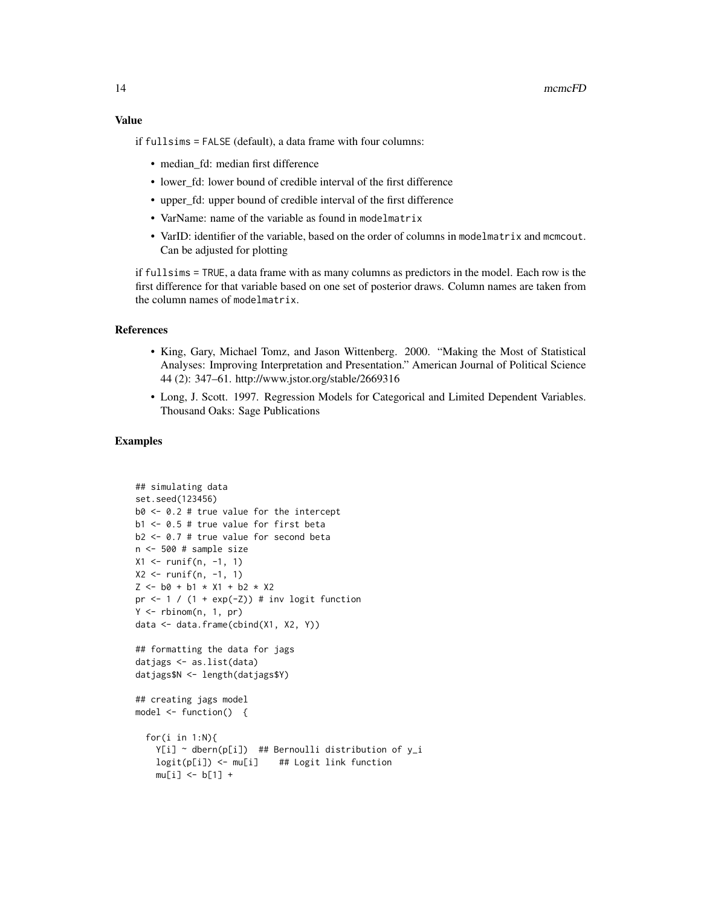## Value

if `fullsims = FALSE` (default), a data frame with four columns:

- median_fd: median first difference
- lower_fd: lower bound of credible interval of the first difference
- upper_fd: upper bound of credible interval of the first difference
- VarName: name of the variable as found in `modelmatrix`
- VarID: identifier of the variable, based on the order of columns in `modelmatrix` and `mcmcout`. Can be adjusted for plotting

if `fullsims = TRUE`, a data frame with as many columns as predictors in the model. Each row is the first difference for that variable based on one set of posterior draws. Column names are taken from the column names of `modelmatrix`.

## References

- King, Gary, Michael Tomz, and Jason Wittenberg. 2000. "Making the Most of Statistical Analyses: Improving Interpretation and Presentation." American Journal of Political Science 44 (2): 347–61. http://www.jstor.org/stable/2669316
- Long, J. Scott. 1997. Regression Models for Categorical and Limited Dependent Variables. Thousand Oaks: Sage Publications

## Examples

```
## simulating data
set.seed(123456)
b0 <- 0.2 # true value for the intercept
b1 <- 0.5 # true value for first beta
b2 <- 0.7 # true value for second beta
n <- 500 # sample size
X1 <- runif(n, -1, 1)
X2 <- runif(n, -1, 1)
Z <- b0 + b1 * X1 + b2 * X2
pr <- 1 / (1 + exp(-Z)) # inv logit function
Y <- rbinom(n, 1, pr)
data <- data.frame(cbind(X1, X2, Y))

## formatting the data for jags
datjags <- as.list(data)
datjags$N <- length(datjags$Y)

## creating jags model
model <- function()  {

  for(i in 1:N){
    Y[i] ~ dbern(p[i])  ## Bernoulli distribution of y_i
    logit(p[i]) <- mu[i]    ## Logit link function
    mu[i] <- b[1] +
```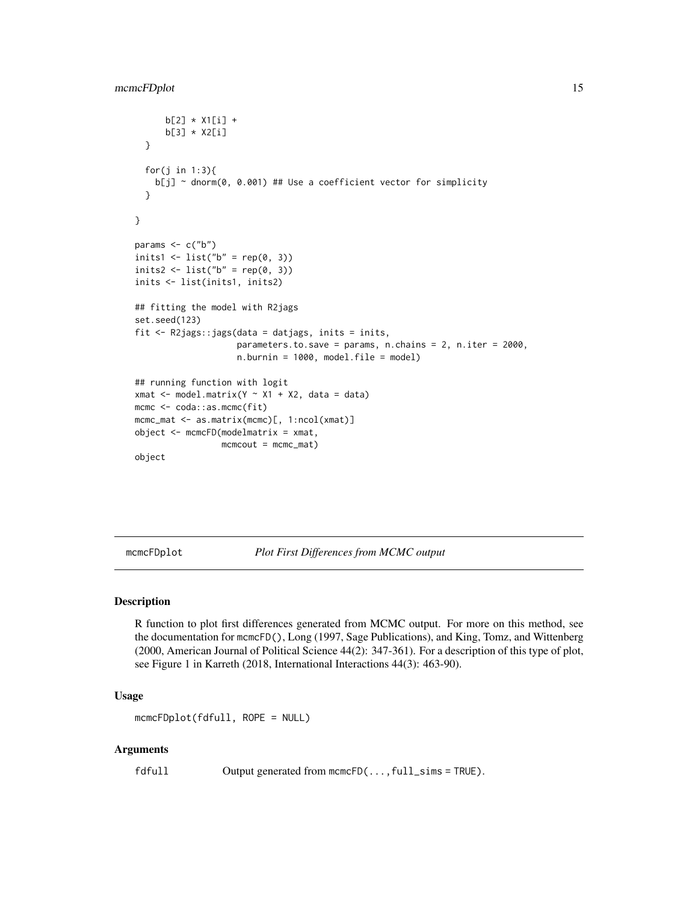```
      b[2] * X1[i] +
      b[3] * X2[i]
  }

  for(j in 1:3){
    b[j] ~ dnorm(0, 0.001) ## Use a coefficient vector for simplicity
  }

}

params <- c("b")
inits1 <- list("b" = rep(0, 3))
inits2 <- list("b" = rep(0, 3))
inits <- list(inits1, inits2)

## fitting the model with R2jags
set.seed(123)
fit <- R2jags::jags(data = datjags, inits = inits,
                    parameters.to.save = params, n.chains = 2, n.iter = 2000,
                    n.burnin = 1000, model.file = model)

## running function with logit
xmat <- model.matrix(Y ~ X1 + X2, data = data)
mcmc <- coda::as.mcmc(fit)
mcmc_mat <- as.matrix(mcmc)[, 1:ncol(xmat)]
object <- mcmcFD(modelmatrix = xmat,
                 mcmcout = mcmc_mat)
object
```

## mcmcFDplot — *Plot First Differences from MCMC output*

### Description

R function to plot first differences generated from MCMC output. For more on this method, see the documentation for `mcmcFD()`, Long (1997, Sage Publications), and King, Tomz, and Wittenberg (2000, American Journal of Political Science 44(2): 347-361). For a description of this type of plot, see Figure 1 in Karreth (2018, International Interactions 44(3): 463-90).

### Usage

```
mcmcFDplot(fdfull, ROPE = NULL)
```

### Arguments

| | |
|---|---|
| `fdfull` | Output generated from `mcmcFD(...,full_sims = TRUE)`. |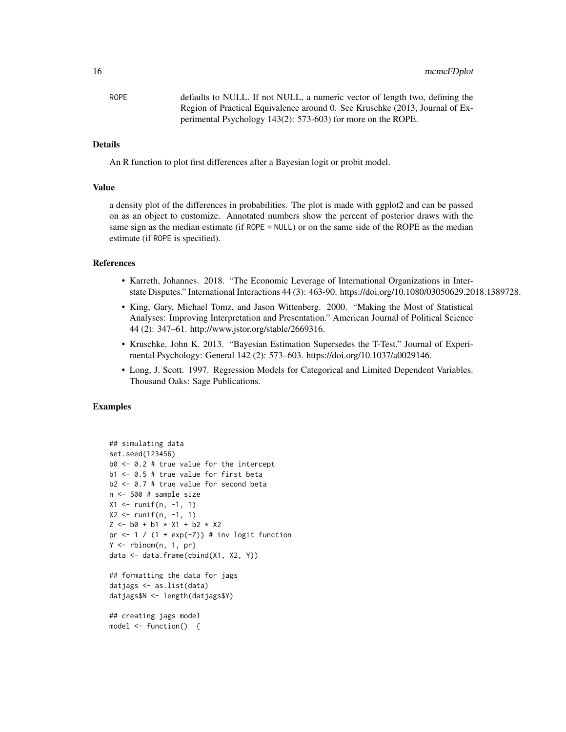ROPE defaults to NULL. If not NULL, a numeric vector of length two, defining the Region of Practical Equivalence around 0. See Kruschke (2013, Journal of Experimental Psychology 143(2): 573-603) for more on the ROPE.

## Details

An R function to plot first differences after a Bayesian logit or probit model.

## Value

a density plot of the differences in probabilities. The plot is made with ggplot2 and can be passed on as an object to customize. Annotated numbers show the percent of posterior draws with the same sign as the median estimate (if `ROPE = NULL`) or on the same side of the ROPE as the median estimate (if `ROPE` is specified).

## References

- Karreth, Johannes. 2018. "The Economic Leverage of International Organizations in Interstate Disputes." International Interactions 44 (3): 463-90. https://doi.org/10.1080/03050629.2018.1389728.
- King, Gary, Michael Tomz, and Jason Wittenberg. 2000. "Making the Most of Statistical Analyses: Improving Interpretation and Presentation." American Journal of Political Science 44 (2): 347–61. http://www.jstor.org/stable/2669316.
- Kruschke, John K. 2013. "Bayesian Estimation Supersedes the T-Test." Journal of Experimental Psychology: General 142 (2): 573–603. https://doi.org/10.1037/a0029146.
- Long, J. Scott. 1997. Regression Models for Categorical and Limited Dependent Variables. Thousand Oaks: Sage Publications.

## Examples

```
## simulating data
set.seed(123456)
b0 <- 0.2 # true value for the intercept
b1 <- 0.5 # true value for first beta
b2 <- 0.7 # true value for second beta
n <- 500 # sample size
X1 <- runif(n, -1, 1)
X2 <- runif(n, -1, 1)
Z <- b0 + b1 * X1 + b2 * X2
pr <- 1 / (1 + exp(-Z)) # inv logit function
Y <- rbinom(n, 1, pr)
data <- data.frame(cbind(X1, X2, Y))

## formatting the data for jags
datjags <- as.list(data)
datjags$N <- length(datjags$Y)

## creating jags model
model <- function()  {
```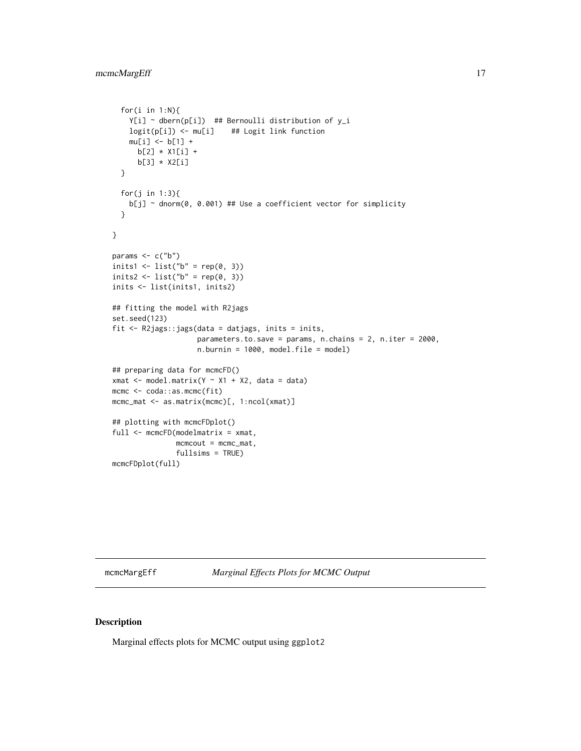```
  for(i in 1:N){
    Y[i] ~ dbern(p[i])  ## Bernoulli distribution of y_i
    logit(p[i]) <- mu[i]    ## Logit link function
    mu[i] <- b[1] +
      b[2] * X1[i] +
      b[3] * X2[i]
  }

  for(j in 1:3){
    b[j] ~ dnorm(0, 0.001) ## Use a coefficient vector for simplicity
  }

}

params <- c("b")
inits1 <- list("b" = rep(0, 3))
inits2 <- list("b" = rep(0, 3))
inits <- list(inits1, inits2)

## fitting the model with R2jags
set.seed(123)
fit <- R2jags::jags(data = datjags, inits = inits,
                    parameters.to.save = params, n.chains = 2, n.iter = 2000,
                    n.burnin = 1000, model.file = model)

## preparing data for mcmcFD()
xmat <- model.matrix(Y ~ X1 + X2, data = data)
mcmc <- coda::as.mcmc(fit)
mcmc_mat <- as.matrix(mcmc)[, 1:ncol(xmat)]

## plotting with mcmcFDplot()
full <- mcmcFD(modelmatrix = xmat,
               mcmcout = mcmc_mat,
               fullsims = TRUE)
mcmcFDplot(full)
```

## mcmcMargEff — *Marginal Effects Plots for MCMC Output*

### Description

Marginal effects plots for MCMC output using ggplot2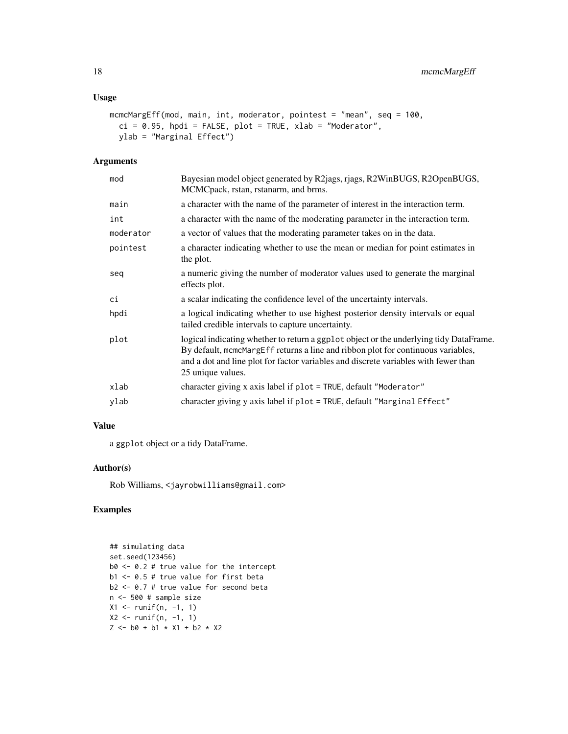## Usage

```
mcmcMargEff(mod, main, int, moderator, pointest = "mean", seq = 100,
  ci = 0.95, hpdi = FALSE, plot = TRUE, xlab = "Moderator",
  ylab = "Marginal Effect")
```

## Arguments

| | |
|---|---|
| mod | Bayesian model object generated by R2jags, rjags, R2WinBUGS, R2OpenBUGS, MCMCpack, rstan, rstanarm, and brms. |
| main | a character with the name of the parameter of interest in the interaction term. |
| int | a character with the name of the moderating parameter in the interaction term. |
| moderator | a vector of values that the moderating parameter takes on in the data. |
| pointest | a character indicating whether to use the mean or median for point estimates in the plot. |
| seq | a numeric giving the number of moderator values used to generate the marginal effects plot. |
| ci | a scalar indicating the confidence level of the uncertainty intervals. |
| hpdi | a logical indicating whether to use highest posterior density intervals or equal tailed credible intervals to capture uncertainty. |
| plot | logical indicating whether to return a ggplot object or the underlying tidy DataFrame. By default, mcmcMargEff returns a line and ribbon plot for continuous variables, and a dot and line plot for factor variables and discrete variables with fewer than 25 unique values. |
| xlab | character giving x axis label if plot = TRUE, default "Moderator" |
| ylab | character giving y axis label if plot = TRUE, default "Marginal Effect" |

## Value

a ggplot object or a tidy DataFrame.

## Author(s)

Rob Williams, <jayrobwilliams@gmail.com>

## Examples

```
## simulating data
set.seed(123456)
b0 <- 0.2 # true value for the intercept
b1 <- 0.5 # true value for first beta
b2 <- 0.7 # true value for second beta
n <- 500 # sample size
X1 <- runif(n, -1, 1)
X2 <- runif(n, -1, 1)
Z <- b0 + b1 * X1 + b2 * X2
```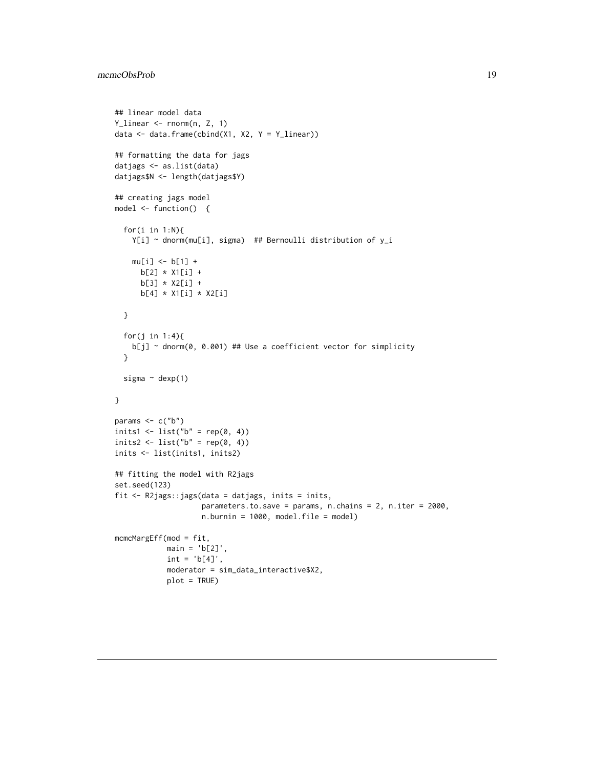```
## linear model data
Y_linear <- rnorm(n, Z, 1)
data <- data.frame(cbind(X1, X2, Y = Y_linear))

## formatting the data for jags
datjags <- as.list(data)
datjags$N <- length(datjags$Y)

## creating jags model
model <- function()  {

  for(i in 1:N){
    Y[i] ~ dnorm(mu[i], sigma)  ## Bernoulli distribution of y_i

    mu[i] <- b[1] +
      b[2] * X1[i] +
      b[3] * X2[i] +
      b[4] * X1[i] * X2[i]

  }

  for(j in 1:4){
    b[j] ~ dnorm(0, 0.001) ## Use a coefficient vector for simplicity
  }

  sigma ~ dexp(1)

}

params <- c("b")
inits1 <- list("b" = rep(0, 4))
inits2 <- list("b" = rep(0, 4))
inits <- list(inits1, inits2)

## fitting the model with R2jags
set.seed(123)
fit <- R2jags::jags(data = datjags, inits = inits,
                    parameters.to.save = params, n.chains = 2, n.iter = 2000,
                    n.burnin = 1000, model.file = model)

mcmcMargEff(mod = fit,
            main = 'b[2]',
            int = 'b[4]',
            moderator = sim_data_interactive$X2,
            plot = TRUE)
```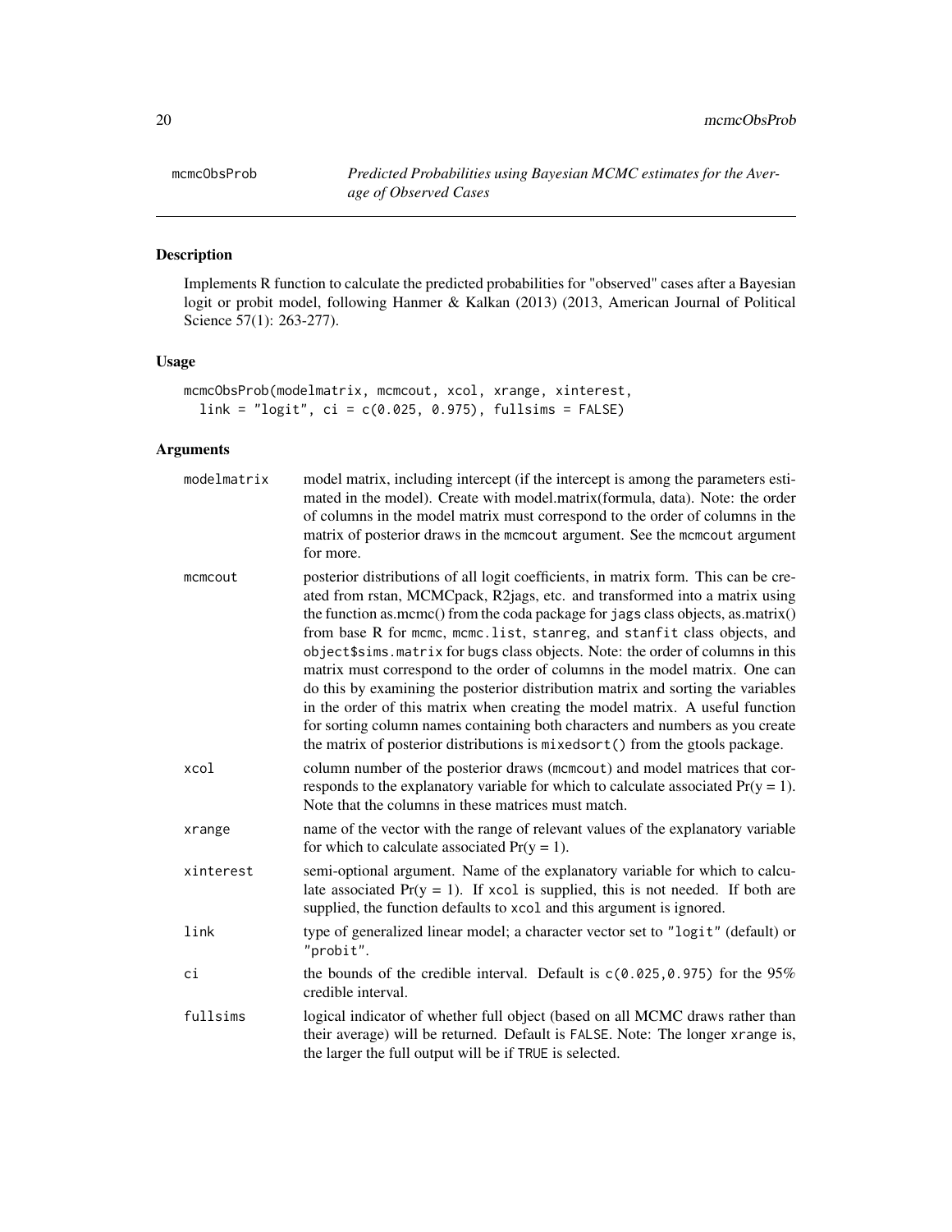# mcmcObsProb

*Predicted Probabilities using Bayesian MCMC estimates for the Average of Observed Cases*

## Description

Implements R function to calculate the predicted probabilities for "observed" cases after a Bayesian logit or probit model, following Hanmer & Kalkan (2013) (2013, American Journal of Political Science 57(1): 263-277).

## Usage

```
mcmcObsProb(modelmatrix, mcmcout, xcol, xrange, xinterest,
  link = "logit", ci = c(0.025, 0.975), fullsims = FALSE)
```

## Arguments

| Argument | Description |
|---|---|
| modelmatrix | model matrix, including intercept (if the intercept is among the parameters estimated in the model). Create with model.matrix(formula, data). Note: the order of columns in the model matrix must correspond to the order of columns in the matrix of posterior draws in the `mcmcout` argument. See the `mcmcout` argument for more. |
| mcmcout | posterior distributions of all logit coefficients, in matrix form. This can be created from rstan, MCMCpack, R2jags, etc. and transformed into a matrix using the function as.mcmc() from the coda package for `jags` class objects, as.matrix() from base R for `mcmc`, `mcmc.list`, `stanreg`, and `stanfit` class objects, and `object$sims.matrix` for `bugs` class objects. Note: the order of columns in this matrix must correspond to the order of columns in the model matrix. One can do this by examining the posterior distribution matrix and sorting the variables in the order of this matrix when creating the model matrix. A useful function for sorting column names containing both characters and numbers as you create the matrix of posterior distributions is `mixedsort()` from the gtools package. |
| xcol | column number of the posterior draws (`mcmcout`) and model matrices that corresponds to the explanatory variable for which to calculate associated Pr(y = 1). Note that the columns in these matrices must match. |
| xrange | name of the vector with the range of relevant values of the explanatory variable for which to calculate associated Pr(y = 1). |
| xinterest | semi-optional argument. Name of the explanatory variable for which to calculate associated Pr(y = 1). If `xcol` is supplied, this is not needed. If both are supplied, the function defaults to `xcol` and this argument is ignored. |
| link | type of generalized linear model; a character vector set to `"logit"` (default) or `"probit"`. |
| ci | the bounds of the credible interval. Default is `c(0.025,0.975)` for the 95% credible interval. |
| fullsims | logical indicator of whether full object (based on all MCMC draws rather than their average) will be returned. Default is `FALSE`. Note: The longer `xrange` is, the larger the full output will be if `TRUE` is selected. |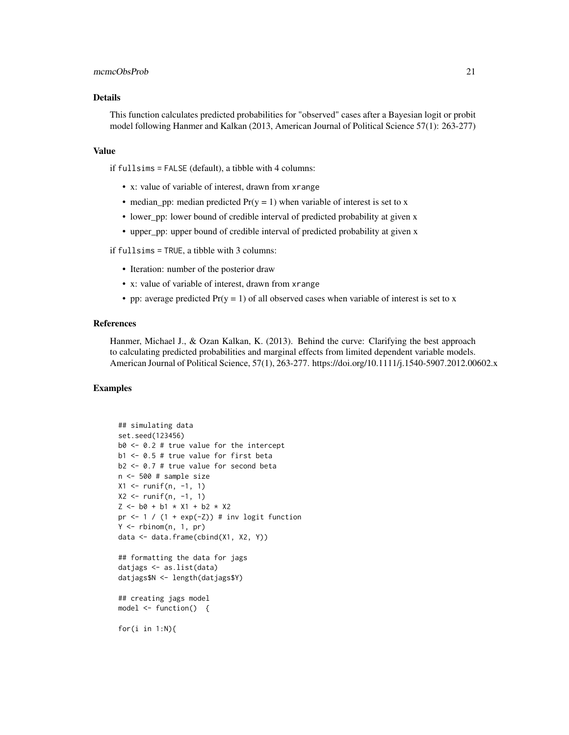## Details

This function calculates predicted probabilities for "observed" cases after a Bayesian logit or probit model following Hanmer and Kalkan (2013, American Journal of Political Science 57(1): 263-277)

## Value

if `fullsims = FALSE` (default), a tibble with 4 columns:

- x: value of variable of interest, drawn from `xrange`
- median_pp: median predicted Pr(y = 1) when variable of interest is set to x
- lower_pp: lower bound of credible interval of predicted probability at given x
- upper_pp: upper bound of credible interval of predicted probability at given x

if `fullsims = TRUE`, a tibble with 3 columns:

- Iteration: number of the posterior draw
- x: value of variable of interest, drawn from `xrange`
- pp: average predicted Pr(y = 1) of all observed cases when variable of interest is set to x

## References

Hanmer, Michael J., & Ozan Kalkan, K. (2013). Behind the curve: Clarifying the best approach to calculating predicted probabilities and marginal effects from limited dependent variable models. American Journal of Political Science, 57(1), 263-277. https://doi.org/10.1111/j.1540-5907.2012.00602.x

## Examples

```
## simulating data
set.seed(123456)
b0 <- 0.2 # true value for the intercept
b1 <- 0.5 # true value for first beta
b2 <- 0.7 # true value for second beta
n <- 500 # sample size
X1 <- runif(n, -1, 1)
X2 <- runif(n, -1, 1)
Z <- b0 + b1 * X1 + b2 * X2
pr <- 1 / (1 + exp(-Z)) # inv logit function
Y <- rbinom(n, 1, pr)
data <- data.frame(cbind(X1, X2, Y))

## formatting the data for jags
datjags <- as.list(data)
datjags$N <- length(datjags$Y)

## creating jags model
model <- function()  {

for(i in 1:N){
```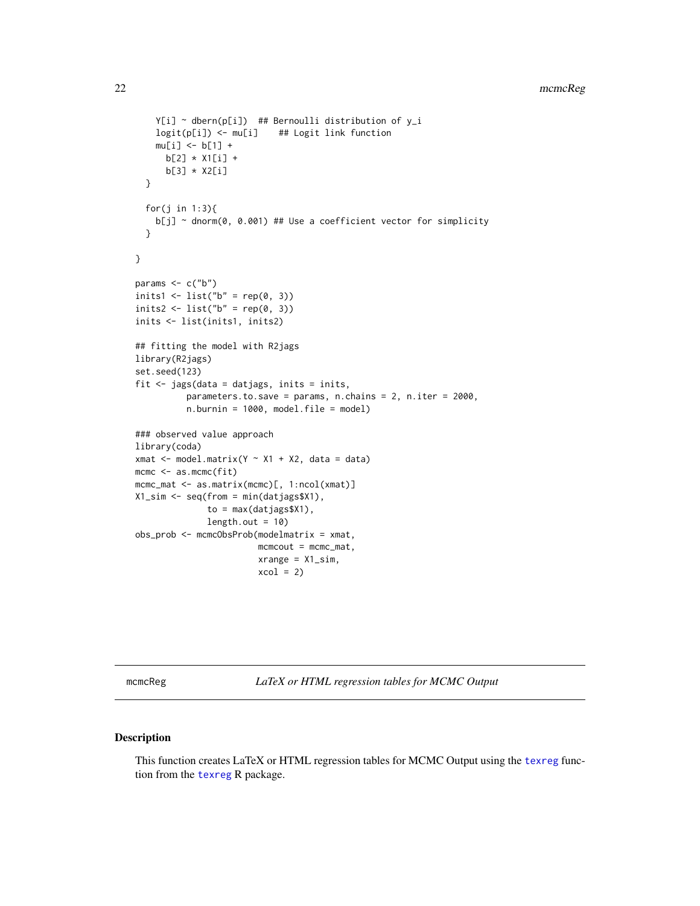```
    Y[i] ~ dbern(p[i])  ## Bernoulli distribution of y_i
    logit(p[i]) <- mu[i]    ## Logit link function
    mu[i] <- b[1] +
      b[2] * X1[i] +
      b[3] * X2[i]
  }

  for(j in 1:3){
    b[j] ~ dnorm(0, 0.001) ## Use a coefficient vector for simplicity
  }

}

params <- c("b")
inits1 <- list("b" = rep(0, 3))
inits2 <- list("b" = rep(0, 3))
inits <- list(inits1, inits2)

## fitting the model with R2jags
library(R2jags)
set.seed(123)
fit <- jags(data = datjags, inits = inits,
          parameters.to.save = params, n.chains = 2, n.iter = 2000,
          n.burnin = 1000, model.file = model)

### observed value approach
library(coda)
xmat <- model.matrix(Y ~ X1 + X2, data = data)
mcmc <- as.mcmc(fit)
mcmc_mat <- as.matrix(mcmc)[, 1:ncol(xmat)]
X1_sim <- seq(from = min(datjags$X1),
              to = max(datjags$X1),
              length.out = 10)
obs_prob <- mcmcObsProb(modelmatrix = xmat,
                        mcmcout = mcmc_mat,
                        xrange = X1_sim,
                        xcol = 2)
```

## mcmcReg — *LaTeX or HTML regression tables for MCMC Output*

### Description

This function creates LaTeX or HTML regression tables for MCMC Output using the texreg function from the texreg R package.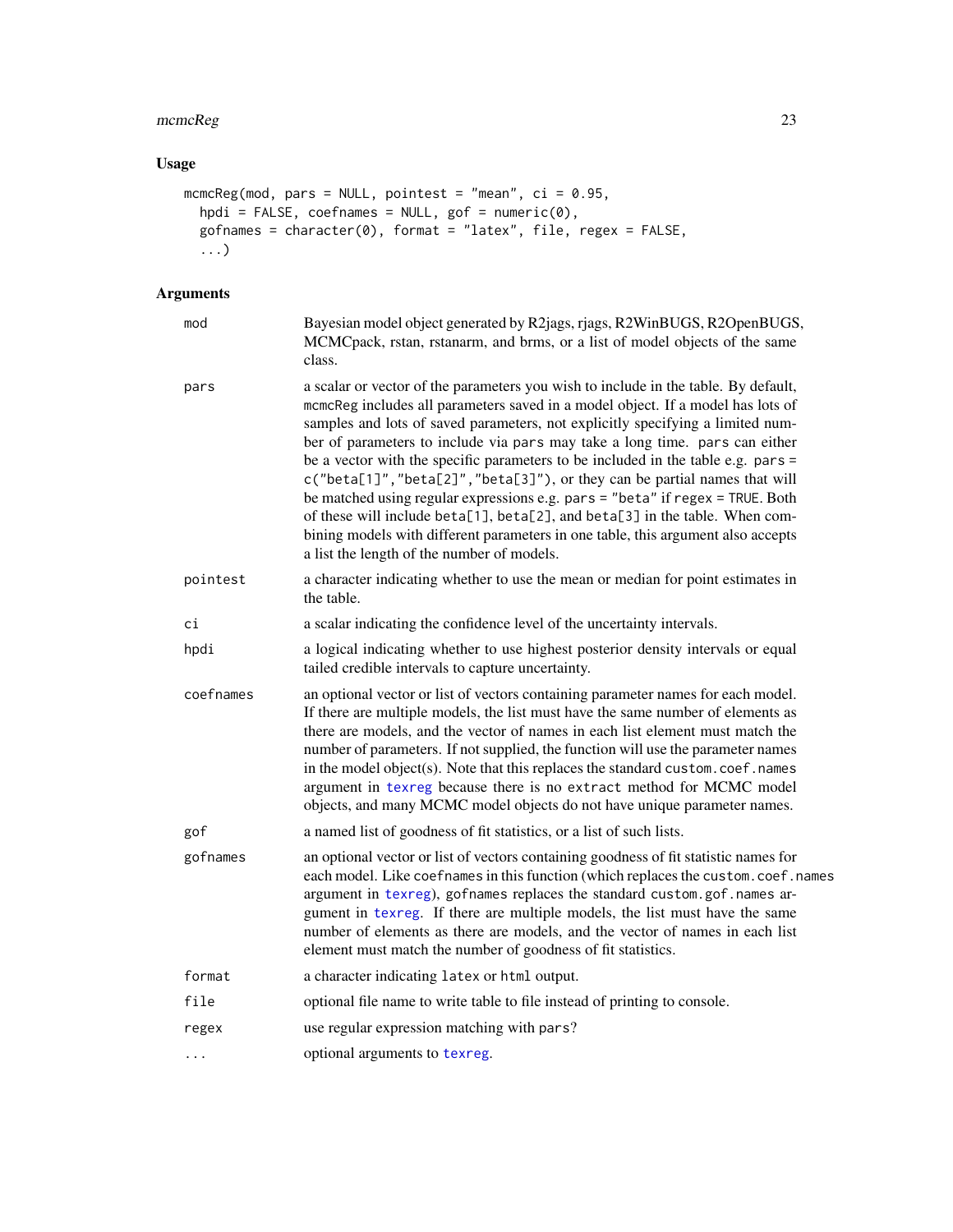## Usage

```
mcmcReg(mod, pars = NULL, pointest = "mean", ci = 0.95,
  hpdi = FALSE, coefnames = NULL, gof = numeric(0),
  gofnames = character(0), format = "latex", file, regex = FALSE,
  ...)
```

## Arguments

| | |
|---|---|
| mod | Bayesian model object generated by R2jags, rjags, R2WinBUGS, R2OpenBUGS, MCMCpack, rstan, rstanarm, and brms, or a list of model objects of the same class. |
| pars | a scalar or vector of the parameters you wish to include in the table. By default, `mcmcReg` includes all parameters saved in a model object. If a model has lots of samples and lots of saved parameters, not explicitly specifying a limited number of parameters to include via `pars` may take a long time. `pars` can either be a vector with the specific parameters to be included in the table e.g. `pars = c("beta[1]","beta[2]","beta[3]")`, or they can be partial names that will be matched using regular expressions e.g. `pars = "beta"` if `regex = TRUE`. Both of these will include `beta[1]`, `beta[2]`, and `beta[3]` in the table. When combining models with different parameters in one table, this argument also accepts a list the length of the number of models. |
| pointest | a character indicating whether to use the mean or median for point estimates in the table. |
| ci | a scalar indicating the confidence level of the uncertainty intervals. |
| hpdi | a logical indicating whether to use highest posterior density intervals or equal tailed credible intervals to capture uncertainty. |
| coefnames | an optional vector or list of vectors containing parameter names for each model. If there are multiple models, the list must have the same number of elements as there are models, and the vector of names in each list element must match the number of parameters. If not supplied, the function will use the parameter names in the model object(s). Note that this replaces the standard `custom.coef.names` argument in `texreg` because there is no `extract` method for MCMC model objects, and many MCMC model objects do not have unique parameter names. |
| gof | a named list of goodness of fit statistics, or a list of such lists. |
| gofnames | an optional vector or list of vectors containing goodness of fit statistic names for each model. Like `coefnames` in this function (which replaces the `custom.coef.names` argument in `texreg`), `gofnames` replaces the standard `custom.gof.names` argument in `texreg`. If there are multiple models, the list must have the same number of elements as there are models, and the vector of names in each list element must match the number of goodness of fit statistics. |
| format | a character indicating `latex` or `html` output. |
| file | optional file name to write table to file instead of printing to console. |
| regex | use regular expression matching with `pars`? |
| ... | optional arguments to `texreg`. |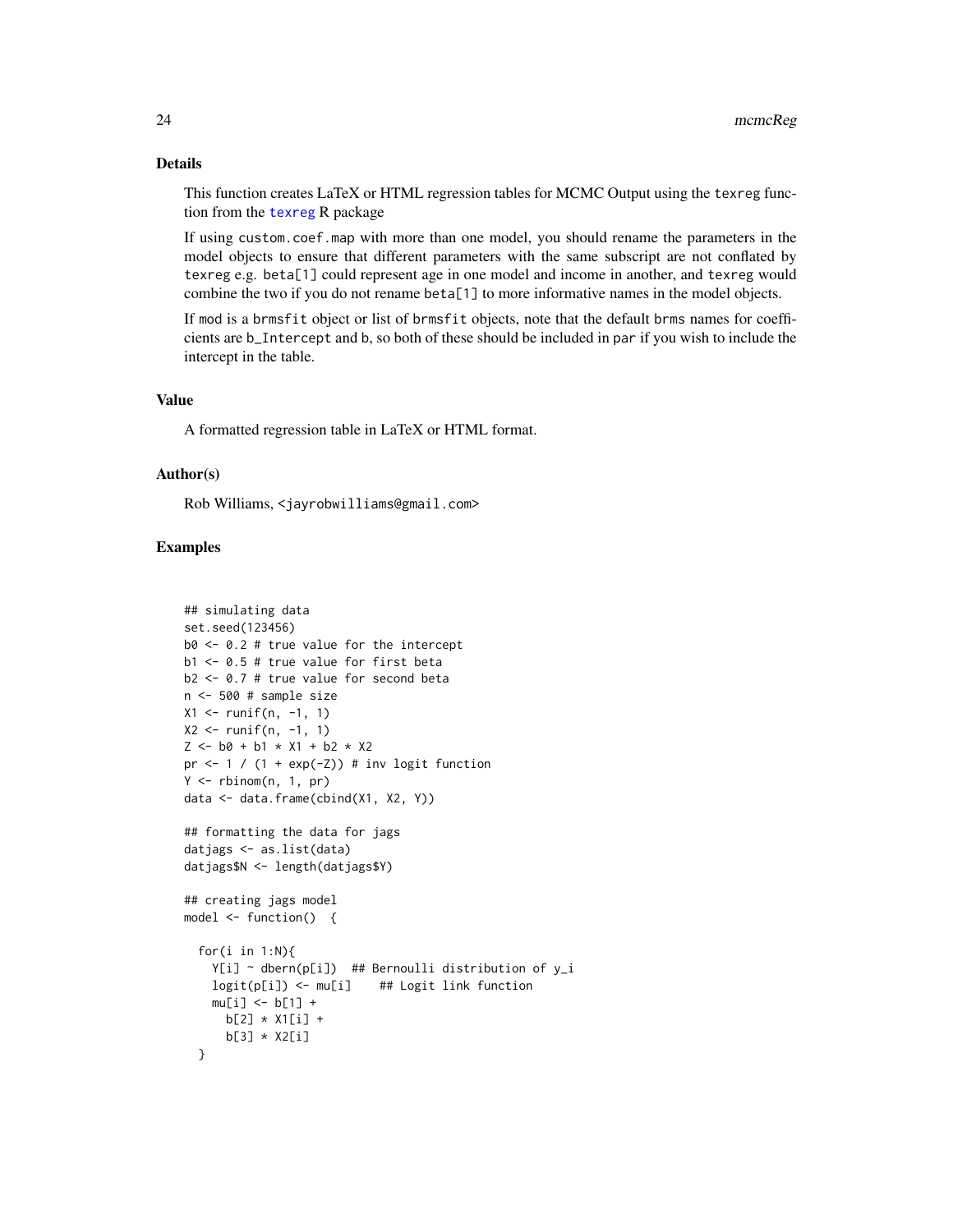### Details

This function creates LaTeX or HTML regression tables for MCMC Output using the `texreg` function from the `texreg` R package

If using `custom.coef.map` with more than one model, you should rename the parameters in the model objects to ensure that different parameters with the same subscript are not conflated by `texreg` e.g. `beta[1]` could represent age in one model and income in another, and `texreg` would combine the two if you do not rename `beta[1]` to more informative names in the model objects.

If `mod` is a `brmsfit` object or list of `brmsfit` objects, note that the default `brms` names for coefficients are `b_Intercept` and `b`, so both of these should be included in `par` if you wish to include the intercept in the table.

### Value

A formatted regression table in LaTeX or HTML format.

### Author(s)

Rob Williams, <jayrobwilliams@gmail.com>

### Examples

```
## simulating data
set.seed(123456)
b0 <- 0.2 # true value for the intercept
b1 <- 0.5 # true value for first beta
b2 <- 0.7 # true value for second beta
n <- 500 # sample size
X1 <- runif(n, -1, 1)
X2 <- runif(n, -1, 1)
Z <- b0 + b1 * X1 + b2 * X2
pr <- 1 / (1 + exp(-Z)) # inv logit function
Y <- rbinom(n, 1, pr)
data <- data.frame(cbind(X1, X2, Y))

## formatting the data for jags
datjags <- as.list(data)
datjags$N <- length(datjags$Y)

## creating jags model
model <- function()  {

  for(i in 1:N){
    Y[i] ~ dbern(p[i])  ## Bernoulli distribution of y_i
    logit(p[i]) <- mu[i]    ## Logit link function
    mu[i] <- b[1] +
      b[2] * X1[i] +
      b[3] * X2[i]
  }
```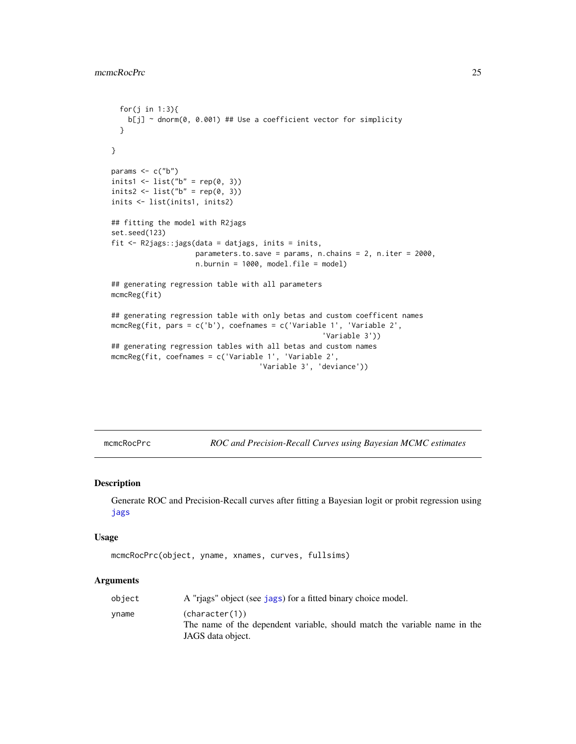```
  for(j in 1:3){
    b[j] ~ dnorm(0, 0.001) ## Use a coefficient vector for simplicity
  }

}

params <- c("b")
inits1 <- list("b" = rep(0, 3))
inits2 <- list("b" = rep(0, 3))
inits <- list(inits1, inits2)

## fitting the model with R2jags
set.seed(123)
fit <- R2jags::jags(data = datjags, inits = inits,
                    parameters.to.save = params, n.chains = 2, n.iter = 2000,
                    n.burnin = 1000, model.file = model)

## generating regression table with all parameters
mcmcReg(fit)

## generating regression table with only betas and custom coefficent names
mcmcReg(fit, pars = c('b'), coefnames = c('Variable 1', 'Variable 2',
                                           'Variable 3'))
## generating regression tables with all betas and custom names
mcmcReg(fit, coefnames = c('Variable 1', 'Variable 2',
                           'Variable 3', 'deviance'))
```

## mcmcRocPrc — *ROC and Precision-Recall Curves using Bayesian MCMC estimates*

### Description

Generate ROC and Precision-Recall curves after fitting a Bayesian logit or probit regression using jags

### Usage

```
mcmcRocPrc(object, yname, xnames, curves, fullsims)
```

### Arguments

| | |
|---|---|
| object | A "rjags" object (see jags) for a fitted binary choice model. |
| yname | (character(1)) The name of the dependent variable, should match the variable name in the JAGS data object. |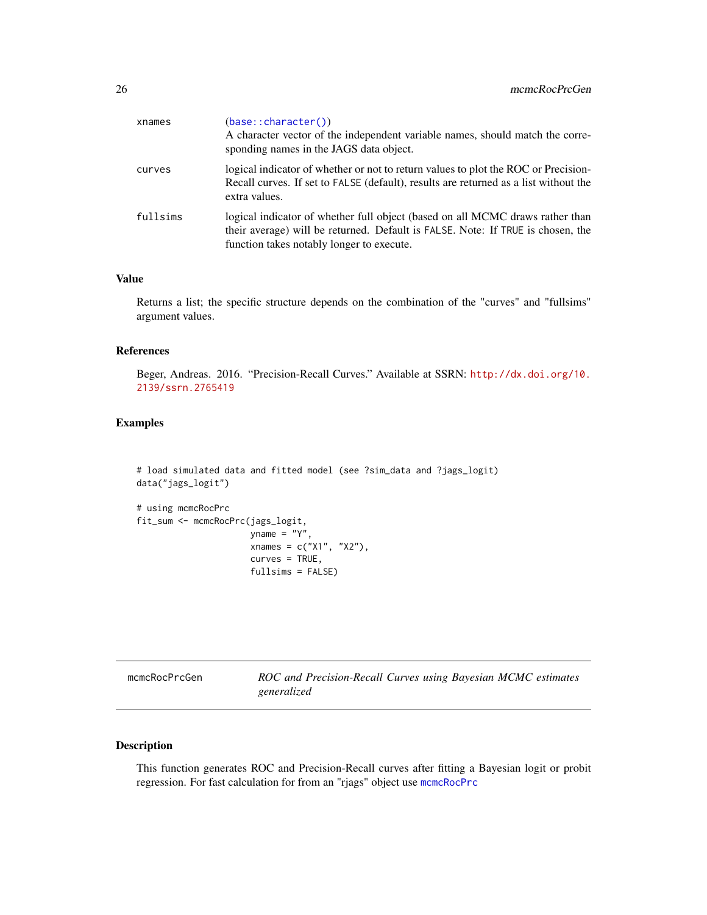| | |
|---|---|
| xnames | (base::character()) A character vector of the independent variable names, should match the corresponding names in the JAGS data object. |
| curves | logical indicator of whether or not to return values to plot the ROC or Precision-Recall curves. If set to FALSE (default), results are returned as a list without the extra values. |
| fullsims | logical indicator of whether full object (based on all MCMC draws rather than their average) will be returned. Default is FALSE. Note: If TRUE is chosen, the function takes notably longer to execute. |

### Value

Returns a list; the specific structure depends on the combination of the "curves" and "fullsims" argument values.

### References

Beger, Andreas. 2016. "Precision-Recall Curves." Available at SSRN: http://dx.doi.org/10.2139/ssrn.2765419

### Examples

```
# load simulated data and fitted model (see ?sim_data and ?jags_logit)
data("jags_logit")

# using mcmcRocPrc
fit_sum <- mcmcRocPrc(jags_logit,
                      yname = "Y",
                      xnames = c("X1", "X2"),
                      curves = TRUE,
                      fullsims = FALSE)
```

---

## mcmcRocPrcGen — *ROC and Precision-Recall Curves using Bayesian MCMC estimates generalized*

### Description

This function generates ROC and Precision-Recall curves after fitting a Bayesian logit or probit regression. For fast calculation for from an "rjags" object use mcmcRocPrc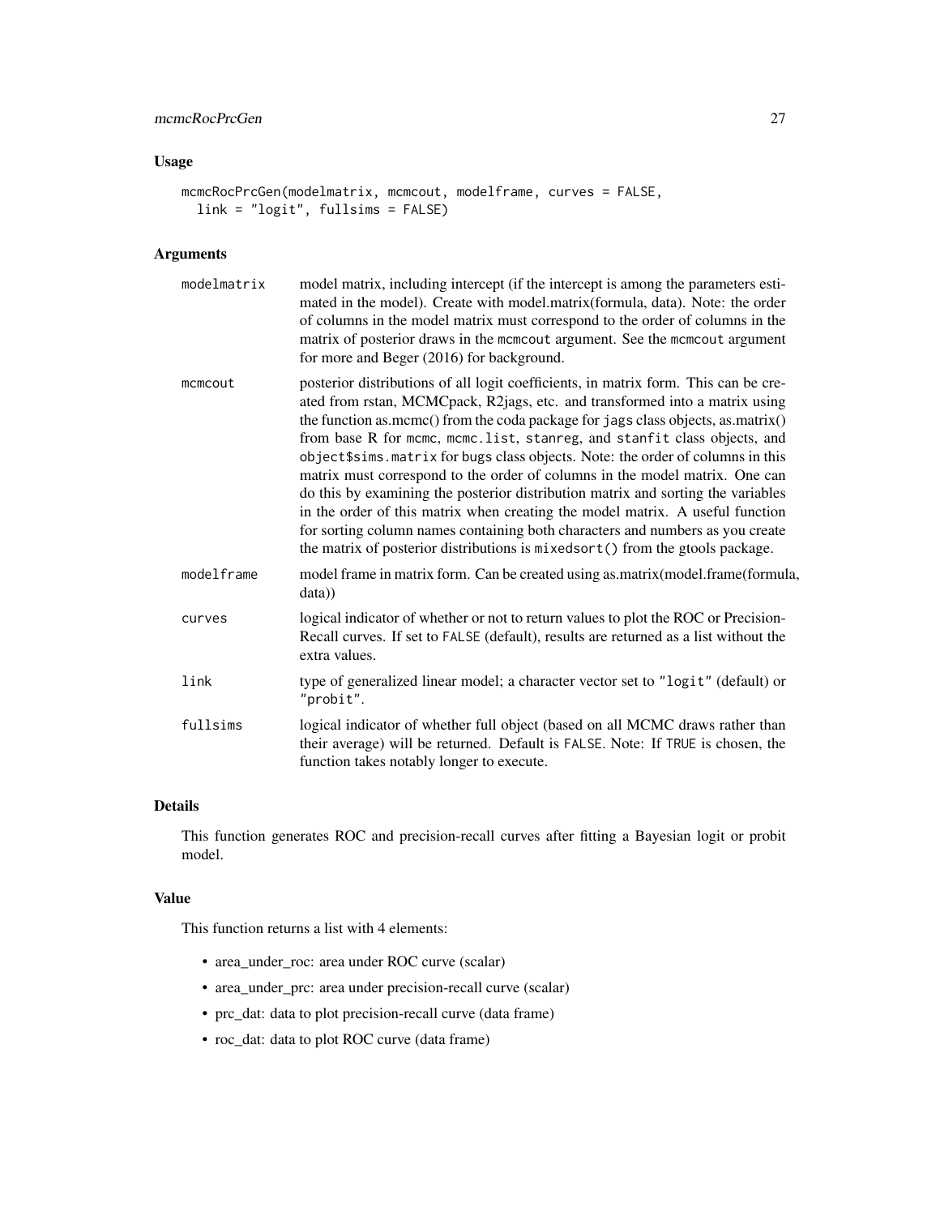### Usage

```
mcmcRocPrcGen(modelmatrix, mcmcout, modelframe, curves = FALSE,
  link = "logit", fullsims = FALSE)
```

### Arguments

| | |
|---|---|
| modelmatrix | model matrix, including intercept (if the intercept is among the parameters estimated in the model). Create with model.matrix(formula, data). Note: the order of columns in the model matrix must correspond to the order of columns in the matrix of posterior draws in the mcmcout argument. See the mcmcout argument for more and Beger (2016) for background. |
| mcmcout | posterior distributions of all logit coefficients, in matrix form. This can be created from rstan, MCMCpack, R2jags, etc. and transformed into a matrix using the function as.mcmc() from the coda package for jags class objects, as.matrix() from base R for mcmc, mcmc.list, stanreg, and stanfit class objects, and object$sims.matrix for bugs class objects. Note: the order of columns in this matrix must correspond to the order of columns in the model matrix. One can do this by examining the posterior distribution matrix and sorting the variables in the order of this matrix when creating the model matrix. A useful function for sorting column names containing both characters and numbers as you create the matrix of posterior distributions is mixedsort() from the gtools package. |
| modelframe | model frame in matrix form. Can be created using as.matrix(model.frame(formula, data)) |
| curves | logical indicator of whether or not to return values to plot the ROC or Precision-Recall curves. If set to FALSE (default), results are returned as a list without the extra values. |
| link | type of generalized linear model; a character vector set to "logit" (default) or "probit". |
| fullsims | logical indicator of whether full object (based on all MCMC draws rather than their average) will be returned. Default is FALSE. Note: If TRUE is chosen, the function takes notably longer to execute. |

### Details

This function generates ROC and precision-recall curves after fitting a Bayesian logit or probit model.

### Value

This function returns a list with 4 elements:

- area_under_roc: area under ROC curve (scalar)
- area_under_prc: area under precision-recall curve (scalar)
- prc_dat: data to plot precision-recall curve (data frame)
- roc_dat: data to plot ROC curve (data frame)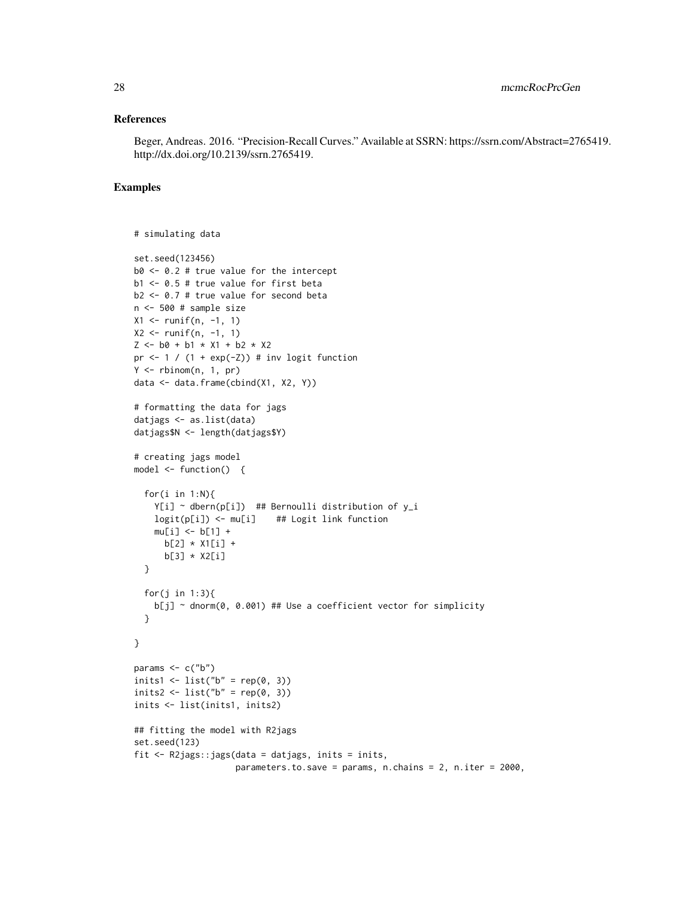## References

Beger, Andreas. 2016. "Precision-Recall Curves." Available at SSRN: https://ssrn.com/Abstract=2765419. http://dx.doi.org/10.2139/ssrn.2765419.

## Examples

```
# simulating data

set.seed(123456)
b0 <- 0.2 # true value for the intercept
b1 <- 0.5 # true value for first beta
b2 <- 0.7 # true value for second beta
n <- 500 # sample size
X1 <- runif(n, -1, 1)
X2 <- runif(n, -1, 1)
Z <- b0 + b1 * X1 + b2 * X2
pr <- 1 / (1 + exp(-Z)) # inv logit function
Y <- rbinom(n, 1, pr)
data <- data.frame(cbind(X1, X2, Y))

# formatting the data for jags
datjags <- as.list(data)
datjags$N <- length(datjags$Y)

# creating jags model
model <- function()  {

  for(i in 1:N){
    Y[i] ~ dbern(p[i])  ## Bernoulli distribution of y_i
    logit(p[i]) <- mu[i]    ## Logit link function
    mu[i] <- b[1] +
      b[2] * X1[i] +
      b[3] * X2[i]
  }

  for(j in 1:3){
    b[j] ~ dnorm(0, 0.001) ## Use a coefficient vector for simplicity
  }

}

params <- c("b")
inits1 <- list("b" = rep(0, 3))
inits2 <- list("b" = rep(0, 3))
inits <- list(inits1, inits2)

## fitting the model with R2jags
set.seed(123)
fit <- R2jags::jags(data = datjags, inits = inits,
                    parameters.to.save = params, n.chains = 2, n.iter = 2000,
```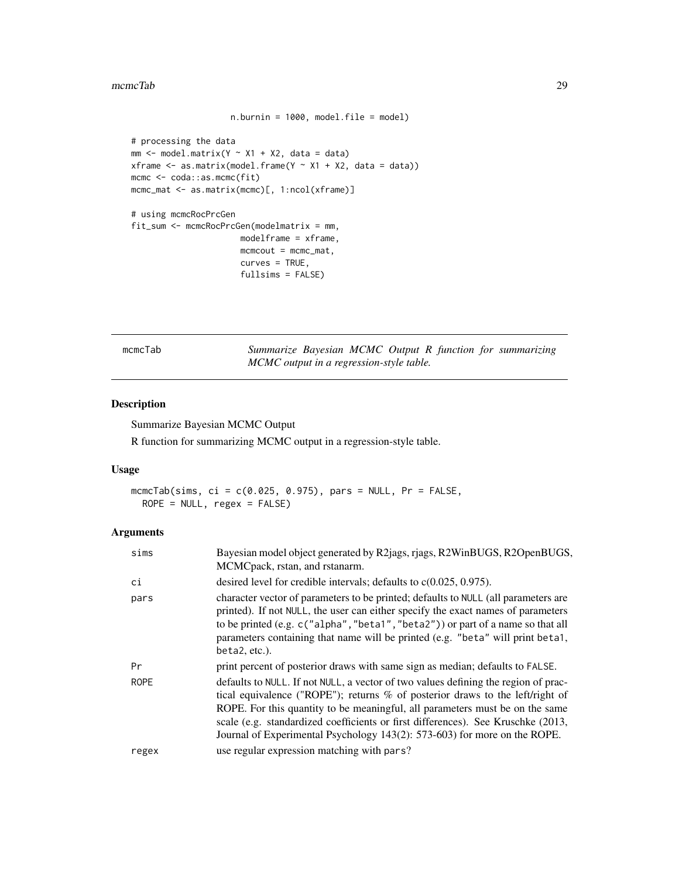```
                    n.burnin = 1000, model.file = model)

# processing the data
mm <- model.matrix(Y ~ X1 + X2, data = data)
xframe <- as.matrix(model.frame(Y ~ X1 + X2, data = data))
mcmc <- coda::as.mcmc(fit)
mcmc_mat <- as.matrix(mcmc)[, 1:ncol(xframe)]

# using mcmcRocPrcGen
fit_sum <- mcmcRocPrcGen(modelmatrix = mm,
                      modelframe = xframe,
                      mcmcout = mcmc_mat,
                      curves = TRUE,
                      fullsims = FALSE)
```

---

## mcmcTab — *Summarize Bayesian MCMC Output R function for summarizing MCMC output in a regression-style table.*

### Description

Summarize Bayesian MCMC Output

R function for summarizing MCMC output in a regression-style table.

### Usage

```
mcmcTab(sims, ci = c(0.025, 0.975), pars = NULL, Pr = FALSE,
  ROPE = NULL, regex = FALSE)
```

### Arguments

| Argument | Description |
|---|---|
| sims | Bayesian model object generated by R2jags, rjags, R2WinBUGS, R2OpenBUGS, MCMCpack, rstan, and rstanarm. |
| ci | desired level for credible intervals; defaults to c(0.025, 0.975). |
| pars | character vector of parameters to be printed; defaults to NULL (all parameters are printed). If not NULL, the user can either specify the exact names of parameters to be printed (e.g. c("alpha","beta1","beta2")) or part of a name so that all parameters containing that name will be printed (e.g. "beta" will print beta1, beta2, etc.). |
| Pr | print percent of posterior draws with same sign as median; defaults to FALSE. |
| ROPE | defaults to NULL. If not NULL, a vector of two values defining the region of practical equivalence ("ROPE"); returns % of posterior draws to the left/right of ROPE. For this quantity to be meaningful, all parameters must be on the same scale (e.g. standardized coefficients or first differences). See Kruschke (2013, Journal of Experimental Psychology 143(2): 573-603) for more on the ROPE. |
| regex | use regular expression matching with pars? |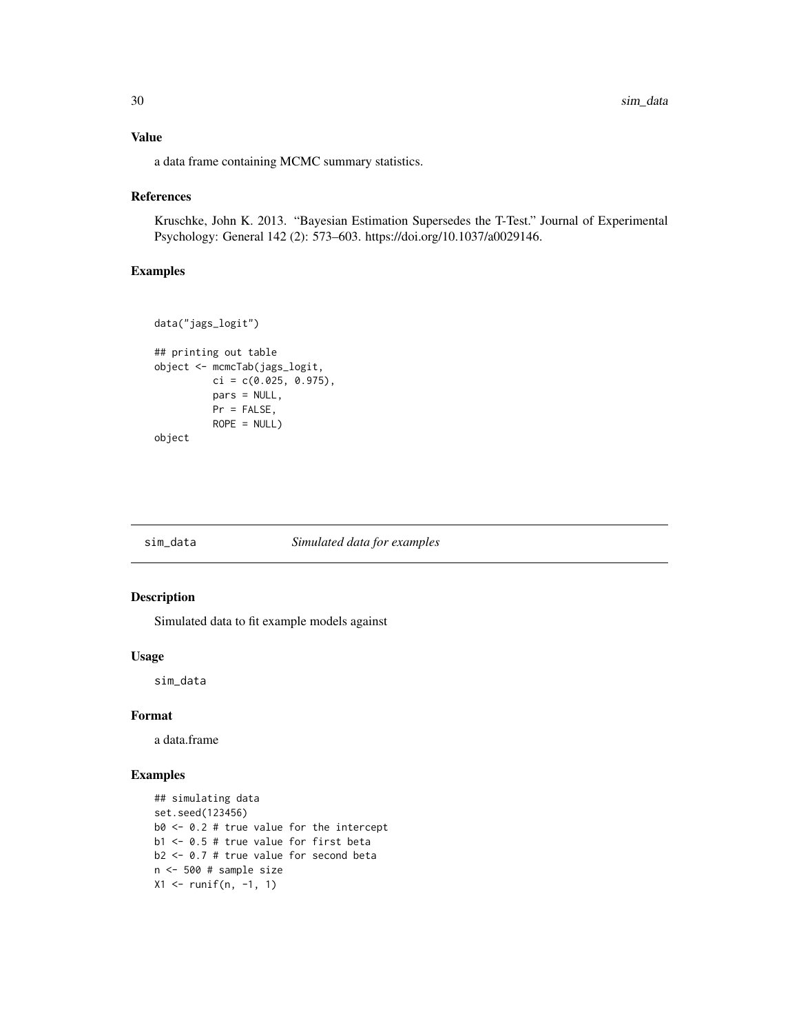### Value

a data frame containing MCMC summary statistics.

### References

Kruschke, John K. 2013. "Bayesian Estimation Supersedes the T-Test." Journal of Experimental Psychology: General 142 (2): 573–603. https://doi.org/10.1037/a0029146.

### Examples

```
data("jags_logit")

## printing out table
object <- mcmcTab(jags_logit,
          ci = c(0.025, 0.975),
          pars = NULL,
          Pr = FALSE,
          ROPE = NULL)
object
```

---

## sim_data *Simulated data for examples*

---

### Description

Simulated data to fit example models against

### Usage

```
sim_data
```

### Format

a data.frame

### Examples

```
## simulating data
set.seed(123456)
b0 <- 0.2 # true value for the intercept
b1 <- 0.5 # true value for first beta
b2 <- 0.7 # true value for second beta
n <- 500 # sample size
X1 <- runif(n, -1, 1)
```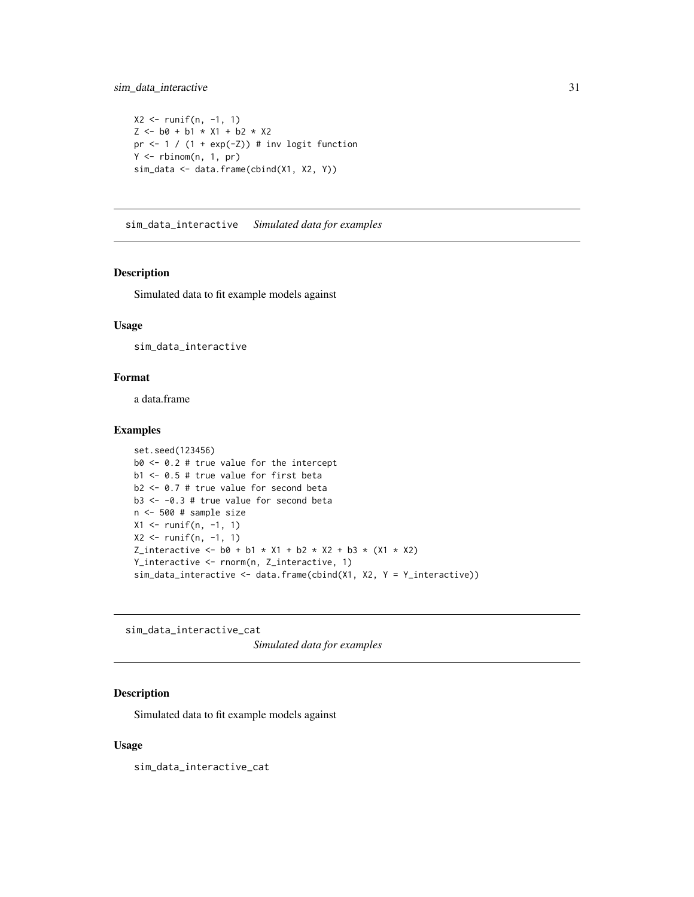```
X2 <- runif(n, -1, 1)
Z <- b0 + b1 * X1 + b2 * X2
pr <- 1 / (1 + exp(-Z)) # inv logit function
Y <- rbinom(n, 1, pr)
sim_data <- data.frame(cbind(X1, X2, Y))
```

## sim_data_interactive *Simulated data for examples*

### Description

Simulated data to fit example models against

### Usage

```
sim_data_interactive
```

### Format

a data.frame

### Examples

```
set.seed(123456)
b0 <- 0.2 # true value for the intercept
b1 <- 0.5 # true value for first beta
b2 <- 0.7 # true value for second beta
b3 <- -0.3 # true value for second beta
n <- 500 # sample size
X1 <- runif(n, -1, 1)
X2 <- runif(n, -1, 1)
Z_interactive <- b0 + b1 * X1 + b2 * X2 + b3 * (X1 * X2)
Y_interactive <- rnorm(n, Z_interactive, 1)
sim_data_interactive <- data.frame(cbind(X1, X2, Y = Y_interactive))
```

## sim_data_interactive_cat *Simulated data for examples*

### Description

Simulated data to fit example models against

### Usage

```
sim_data_interactive_cat
```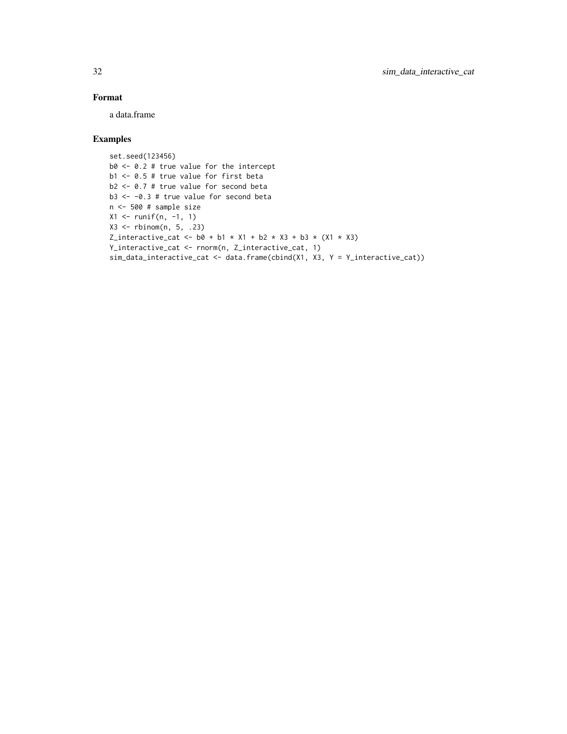### Format

a data.frame

### Examples

```
set.seed(123456)
b0 <- 0.2 # true value for the intercept
b1 <- 0.5 # true value for first beta
b2 <- 0.7 # true value for second beta
b3 <- -0.3 # true value for second beta
n <- 500 # sample size
X1 <- runif(n, -1, 1)
X3 <- rbinom(n, 5, .23)
Z_interactive_cat <- b0 + b1 * X1 + b2 * X3 + b3 * (X1 * X3)
Y_interactive_cat <- rnorm(n, Z_interactive_cat, 1)
sim_data_interactive_cat <- data.frame(cbind(X1, X3, Y = Y_interactive_cat))
```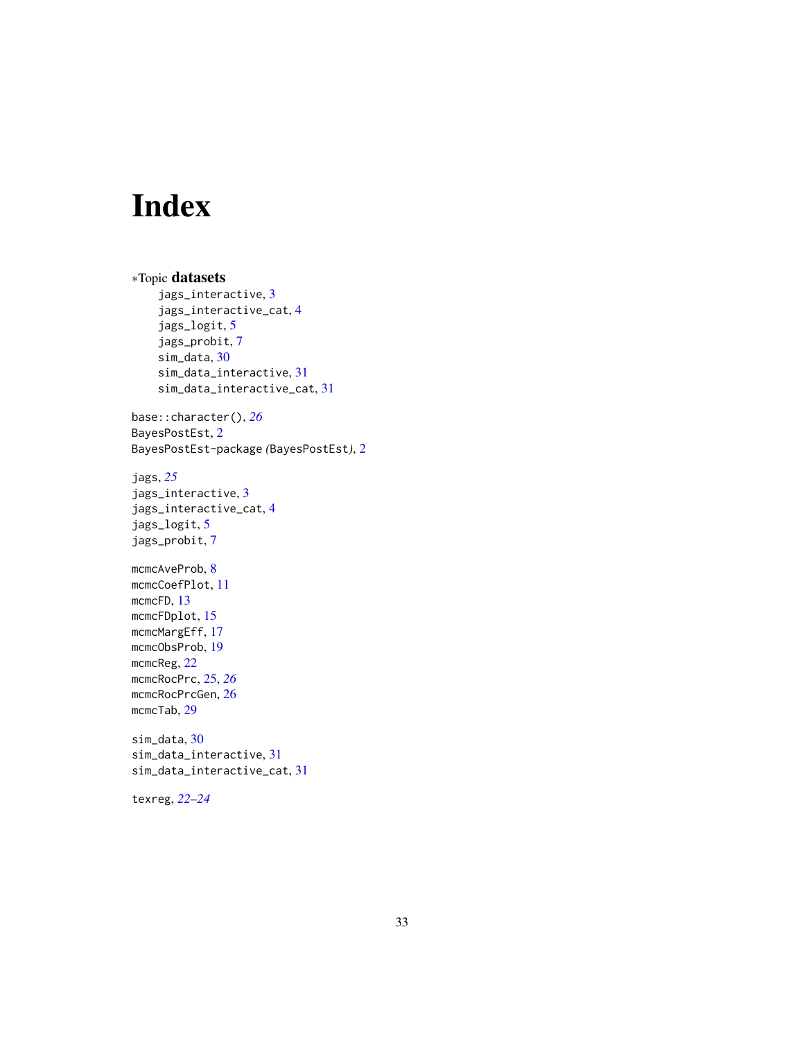# Index

∗Topic **datasets**

- jags_interactive, 3
- jags_interactive_cat, 4
- jags_logit, 5
- jags_probit, 7
- sim_data, 30
- sim_data_interactive, 31
- sim_data_interactive_cat, 31

base::character(), *26*
BayesPostEst, 2
BayesPostEst-package *(*BayesPostEst*)*, 2

jags, *25*
jags_interactive, 3
jags_interactive_cat, 4
jags_logit, 5
jags_probit, 7

mcmcAveProb, 8
mcmcCoefPlot, 11
mcmcFD, 13
mcmcFDplot, 15
mcmcMargEff, 17
mcmcObsProb, 19
mcmcReg, 22
mcmcRocPrc, 25, *26*
mcmcRocPrcGen, 26
mcmcTab, 29

sim_data, 30
sim_data_interactive, 31
sim_data_interactive_cat, 31

texreg, *22–24*